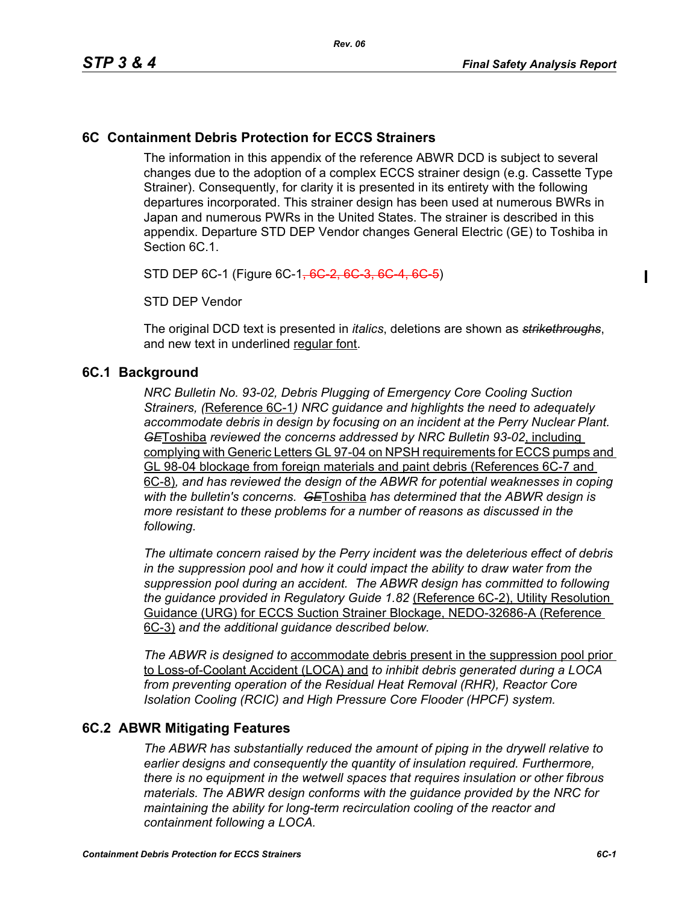# 6C Containment Debris Protection for ECCS Strainers

The information in this appendix of the reference ABWR DCD is subject to several changes due to the adoption of a complex ECCS strainer design (e.g. Cassette Type Strainer). Consequently, for clarity it is presented in its entirety with the following departures incorporated. This strainer design has been used at numerous BWRs in Japan and numerous PWRs in the United States. The strainer is described in this appendix. Departure STD DEP Vendor changes General Electric (GE) to Toshiba in Section 6C.1.

STD DEP 6C-1 (Figure 6C-1~~, 6C-2, 6C-3, 6C-4, 6C-5~~)

STD DEP Vendor

The original DCD text is presented in *italics*, deletions are shown as ~~*strikethroughs*~~, and new text in underlined <u>regular font</u>.

## 6C.1 Background

*NRC Bulletin No. 93-02, Debris Plugging of Emergency Core Cooling Suction Strainers, (*<u>Reference 6C-1</u>*) NRC guidance and highlights the need to adequately accommodate debris in design by focusing on an incident at the Perry Nuclear Plant.* ~~*GE*~~<u>Toshiba</u> *reviewed the concerns addressed by NRC Bulletin 93-02*<u>, including complying with Generic Letters GL 97-04 on NPSH requirements for ECCS pumps and GL 98-04 blockage from foreign materials and paint debris (References 6C-7 and 6C-8)</u>*, and has reviewed the design of the ABWR for potential weaknesses in coping with the bulletin's concerns.* ~~*GE*~~<u>Toshiba</u> *has determined that the ABWR design is more resistant to these problems for a number of reasons as discussed in the following.*

*The ultimate concern raised by the Perry incident was the deleterious effect of debris in the suppression pool and how it could impact the ability to draw water from the suppression pool during an accident. The ABWR design has committed to following the guidance provided in Regulatory Guide 1.82* <u>(Reference 6C-2), Utility Resolution Guidance (URG) for ECCS Suction Strainer Blockage, NEDO-32686-A (Reference 6C-3)</u> *and the additional guidance described below.*

*The ABWR is designed to* <u>accommodate debris present in the suppression pool prior to Loss-of-Coolant Accident (LOCA) and</u> *to inhibit debris generated during a LOCA from preventing operation of the Residual Heat Removal (RHR), Reactor Core Isolation Cooling (RCIC) and High Pressure Core Flooder (HPCF) system.*

## 6C.2 ABWR Mitigating Features

*The ABWR has substantially reduced the amount of piping in the drywell relative to earlier designs and consequently the quantity of insulation required. Furthermore, there is no equipment in the wetwell spaces that requires insulation or other fibrous materials. The ABWR design conforms with the guidance provided by the NRC for maintaining the ability for long-term recirculation cooling of the reactor and containment following a LOCA.*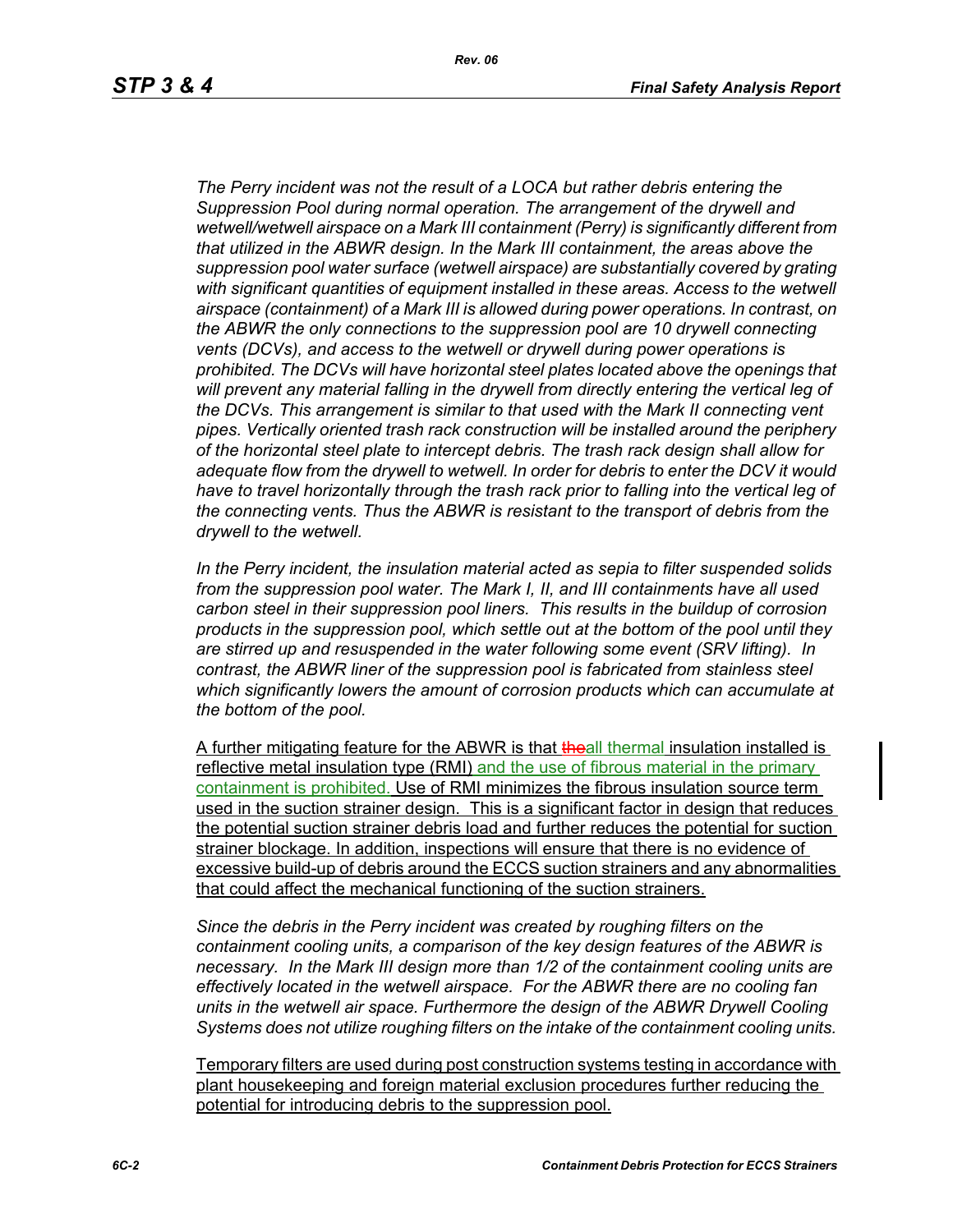*The Perry incident was not the result of a LOCA but rather debris entering the Suppression Pool during normal operation. The arrangement of the drywell and wetwell/wetwell airspace on a Mark III containment (Perry) is significantly different from that utilized in the ABWR design. In the Mark III containment, the areas above the suppression pool water surface (wetwell airspace) are substantially covered by grating with significant quantities of equipment installed in these areas. Access to the wetwell airspace (containment) of a Mark III is allowed during power operations. In contrast, on the ABWR the only connections to the suppression pool are 10 drywell connecting vents (DCVs), and access to the wetwell or drywell during power operations is prohibited. The DCVs will have horizontal steel plates located above the openings that will prevent any material falling in the drywell from directly entering the vertical leg of the DCVs. This arrangement is similar to that used with the Mark II connecting vent pipes. Vertically oriented trash rack construction will be installed around the periphery of the horizontal steel plate to intercept debris. The trash rack design shall allow for adequate flow from the drywell to wetwell. In order for debris to enter the DCV it would have to travel horizontally through the trash rack prior to falling into the vertical leg of the connecting vents. Thus the ABWR is resistant to the transport of debris from the drywell to the wetwell.*

*In the Perry incident, the insulation material acted as sepia to filter suspended solids from the suppression pool water. The Mark I, II, and III containments have all used carbon steel in their suppression pool liners. This results in the buildup of corrosion products in the suppression pool, which settle out at the bottom of the pool until they are stirred up and resuspended in the water following some event (SRV lifting). In contrast, the ABWR liner of the suppression pool is fabricated from stainless steel which significantly lowers the amount of corrosion products which can accumulate at the bottom of the pool.*

A further mitigating feature for the ABWR is that ~~the~~all thermal insulation installed is reflective metal insulation type (RMI) and the use of fibrous material in the primary containment is prohibited. Use of RMI minimizes the fibrous insulation source term used in the suction strainer design. This is a significant factor in design that reduces the potential suction strainer debris load and further reduces the potential for suction strainer blockage. In addition, inspections will ensure that there is no evidence of excessive build-up of debris around the ECCS suction strainers and any abnormalities that could affect the mechanical functioning of the suction strainers.

*Since the debris in the Perry incident was created by roughing filters on the containment cooling units, a comparison of the key design features of the ABWR is necessary. In the Mark III design more than 1/2 of the containment cooling units are effectively located in the wetwell airspace. For the ABWR there are no cooling fan units in the wetwell air space. Furthermore the design of the ABWR Drywell Cooling Systems does not utilize roughing filters on the intake of the containment cooling units.*

Temporary filters are used during post construction systems testing in accordance with plant housekeeping and foreign material exclusion procedures further reducing the potential for introducing debris to the suppression pool.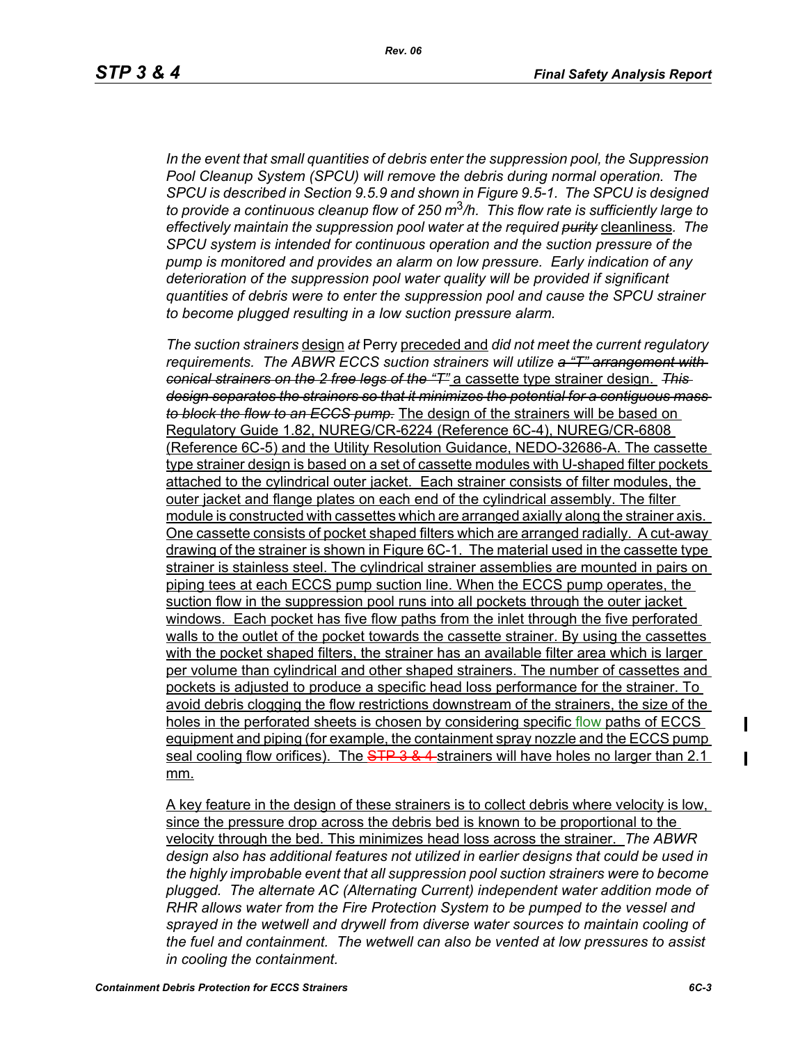*In the event that small quantities of debris enter the suppression pool, the Suppression Pool Cleanup System (SPCU) will remove the debris during normal operation. The SPCU is described in Section 9.5.9 and shown in Figure 9.5-1. The SPCU is designed to provide a continuous cleanup flow of 250 $m^3$/h. This flow rate is sufficiently large to effectively maintain the suppression pool water at the required ~~purity~~* cleanliness*. The SPCU system is intended for continuous operation and the suction pressure of the pump is monitored and provides an alarm on low pressure. Early indication of any deterioration of the suppression pool water quality will be provided if significant quantities of debris were to enter the suppression pool and cause the SPCU strainer to become plugged resulting in a low suction pressure alarm.*

*The suction strainers* design *at* Perry preceded and *did not meet the current regulatory requirements. The ABWR ECCS suction strainers will utilize ~~a "T" arrangement with conical strainers on the 2 free legs of the "T"~~* a cassette type strainer design. *~~This design separates the strainers so that it minimizes the potential for a contiguous mass to block the flow to an ECCS pump.~~* The design of the strainers will be based on Regulatory Guide 1.82, NUREG/CR-6224 (Reference 6C-4), NUREG/CR-6808 (Reference 6C-5) and the Utility Resolution Guidance, NEDO-32686-A. The cassette type strainer design is based on a set of cassette modules with U-shaped filter pockets attached to the cylindrical outer jacket. Each strainer consists of filter modules, the outer jacket and flange plates on each end of the cylindrical assembly. The filter module is constructed with cassettes which are arranged axially along the strainer axis. One cassette consists of pocket shaped filters which are arranged radially. A cut-away drawing of the strainer is shown in Figure 6C-1. The material used in the cassette type strainer is stainless steel. The cylindrical strainer assemblies are mounted in pairs on piping tees at each ECCS pump suction line. When the ECCS pump operates, the suction flow in the suppression pool runs into all pockets through the outer jacket windows. Each pocket has five flow paths from the inlet through the five perforated walls to the outlet of the pocket towards the cassette strainer. By using the cassettes with the pocket shaped filters, the strainer has an available filter area which is larger per volume than cylindrical and other shaped strainers. The number of cassettes and pockets is adjusted to produce a specific head loss performance for the strainer. To avoid debris clogging the flow restrictions downstream of the strainers, the size of the holes in the perforated sheets is chosen by considering specific flow paths of ECCS equipment and piping (for example, the containment spray nozzle and the ECCS pump seal cooling flow orifices). The ~~STP 3 & 4~~ strainers will have holes no larger than 2.1 mm.

A key feature in the design of these strainers is to collect debris where velocity is low, since the pressure drop across the debris bed is known to be proportional to the velocity through the bed. This minimizes head loss across the strainer. *The ABWR design also has additional features not utilized in earlier designs that could be used in the highly improbable event that all suppression pool suction strainers were to become plugged. The alternate AC (Alternating Current) independent water addition mode of RHR allows water from the Fire Protection System to be pumped to the vessel and sprayed in the wetwell and drywell from diverse water sources to maintain cooling of the fuel and containment. The wetwell can also be vented at low pressures to assist in cooling the containment.*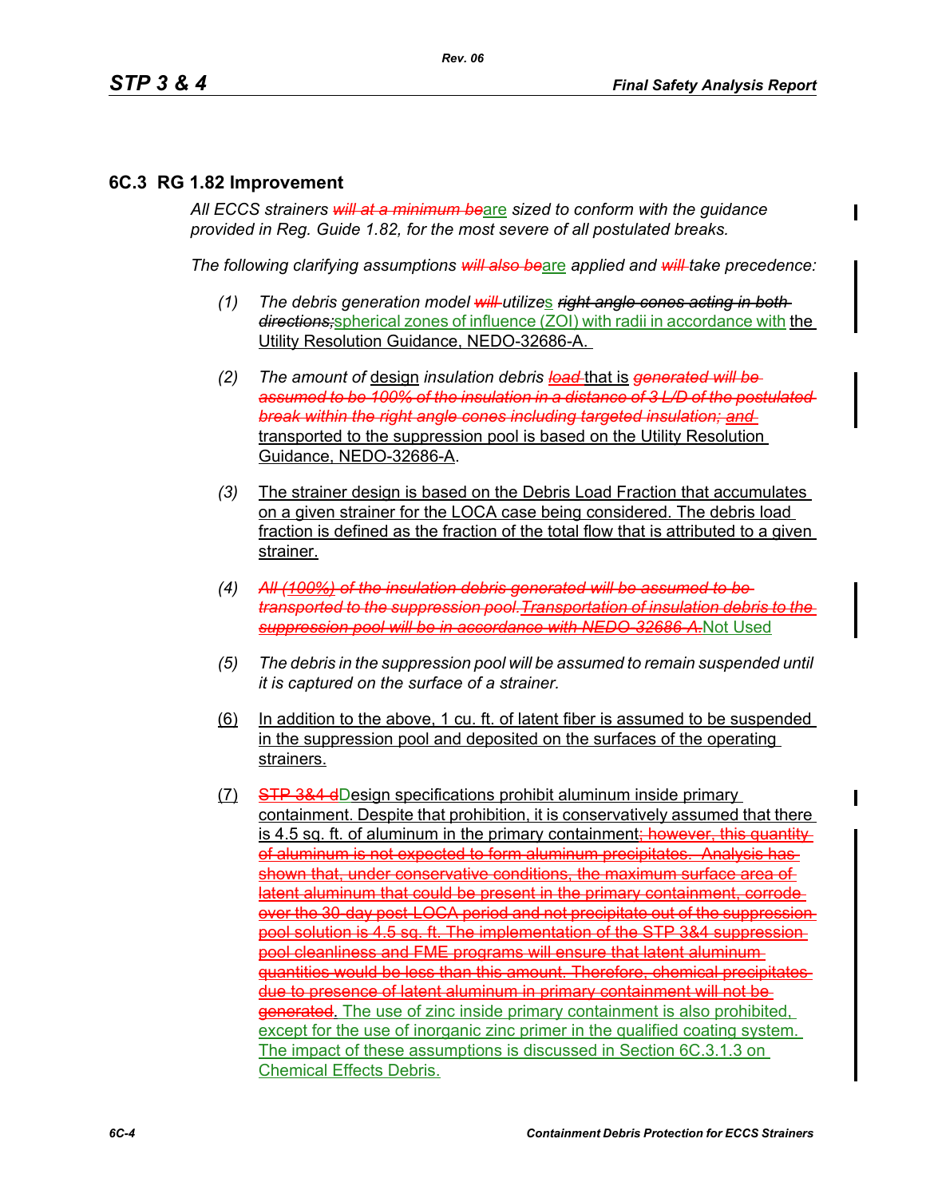## 6C.3 RG 1.82 Improvement

*All ECCS strainers ~~will at a minimum be~~are sized to conform with the guidance provided in Reg. Guide 1.82, for the most severe of all postulated breaks.*

*The following clarifying assumptions ~~will also be~~are applied and ~~will~~ take precedence:*

(1) *The debris generation model ~~will~~ utilizes ~~right angle cones acting in both directions;~~*spherical zones of influence (ZOI) with radii in accordance with the Utility Resolution Guidance, NEDO-32686-A.

(2) *The amount of* design *insulation debris ~~load~~* that is *~~generated will be assumed to be 100% of the insulation in a distance of 3 L/D of the postulated break within the right angle cones including targeted insulation; and~~* transported to the suppression pool is based on the Utility Resolution Guidance, NEDO-32686-A.

(3) The strainer design is based on the Debris Load Fraction that accumulates on a given strainer for the LOCA case being considered. The debris load fraction is defined as the fraction of the total flow that is attributed to a given strainer.

(4) *~~All (100%) of the insulation debris generated will be assumed to be transported to the suppression pool.Transportation of insulation debris to the suppression pool will be in accordance with NEDO-32686-A.~~*Not Used

(5) *The debris in the suppression pool will be assumed to remain suspended until it is captured on the surface of a strainer.*

(6) In addition to the above, 1 cu. ft. of latent fiber is assumed to be suspended in the suppression pool and deposited on the surfaces of the operating strainers.

(7) ~~STP 3&4 d~~Design specifications prohibit aluminum inside primary containment. Despite that prohibition, it is conservatively assumed that there is 4.5 sq. ft. of aluminum in the primary containment~~; however, this quantity of aluminum is not expected to form aluminum precipitates. Analysis has shown that, under conservative conditions, the maximum surface area of latent aluminum that could be present in the primary containment, corrode over the 30-day post-LOCA period and not precipitate out of the suppression pool solution is 4.5 sq. ft. The implementation of the STP 3&4 suppression pool cleanliness and FME programs will ensure that latent aluminum quantities would be less than this amount. Therefore, chemical precipitates due to presence of latent aluminum in primary containment will not be generated~~. The use of zinc inside primary containment is also prohibited, except for the use of inorganic zinc primer in the qualified coating system. The impact of these assumptions is discussed in Section 6C.3.1.3 on Chemical Effects Debris.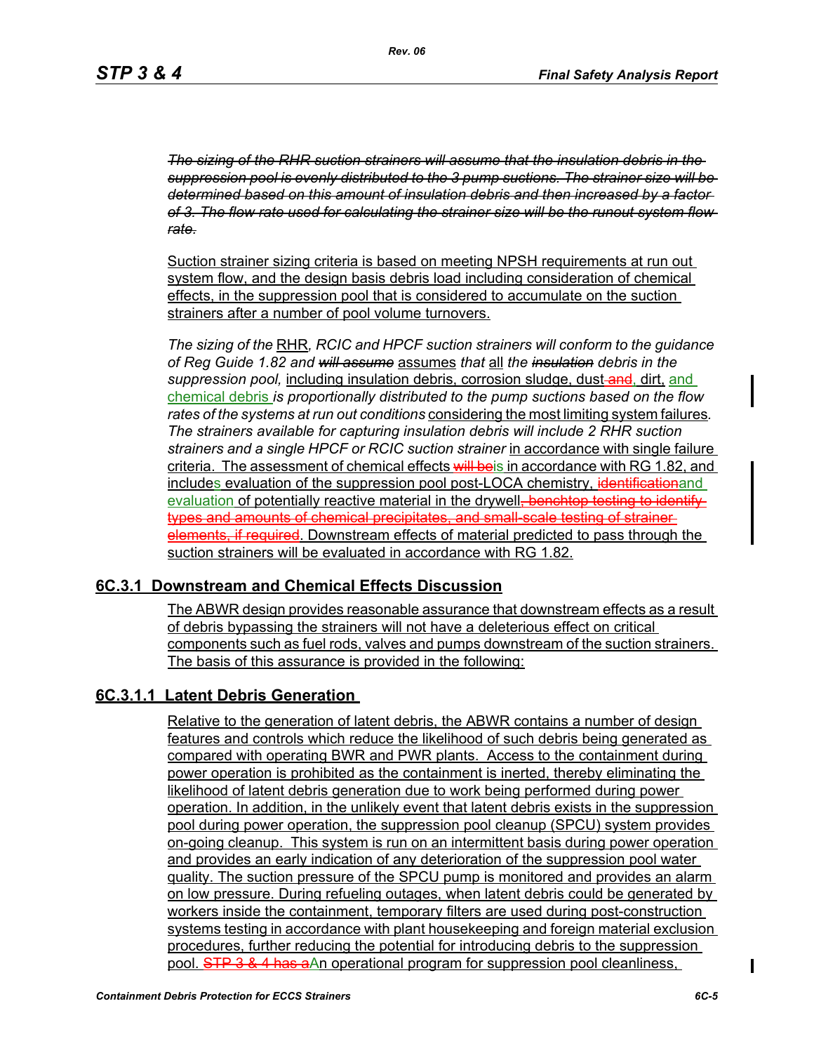~~*The sizing of the RHR suction strainers will assume that the insulation debris in the suppression pool is evenly distributed to the 3 pump suctions. The strainer size will be determined based on this amount of insulation debris and then increased by a factor of 3. The flow rate used for calculating the strainer size will be the runout system flow rate.*~~

Suction strainer sizing criteria is based on meeting NPSH requirements at run out system flow, and the design basis debris load including consideration of chemical effects, in the suppression pool that is considered to accumulate on the suction strainers after a number of pool volume turnovers.

*The sizing of the* RHR*, RCIC and HPCF suction strainers will conform to the guidance of Reg Guide 1.82 and* ~~*will assume*~~ assumes *that* all *the* ~~*insulation*~~ *debris in the suppression pool,* including insulation debris, corrosion sludge, dust~~ and~~, dirt, and chemical debris *is proportionally distributed to the pump suctions based on the flow rates of the systems at run out conditions* considering the most limiting system failures*. The strainers available for capturing insulation debris will include 2 RHR suction strainers and a single HPCF or RCIC suction strainer* in accordance with single failure criteria. The assessment of chemical effects ~~will be~~is in accordance with RG 1.82, and includes evaluation of the suppression pool post-LOCA chemistry, ~~identification~~and evaluation of potentially reactive material in the drywell~~, benchtop testing to identify types and amounts of chemical precipitates, and small-scale testing of strainer elements, if required~~. Downstream effects of material predicted to pass through the suction strainers will be evaluated in accordance with RG 1.82.

## 6C.3.1 Downstream and Chemical Effects Discussion

The ABWR design provides reasonable assurance that downstream effects as a result of debris bypassing the strainers will not have a deleterious effect on critical components such as fuel rods, valves and pumps downstream of the suction strainers. The basis of this assurance is provided in the following:

### 6C.3.1.1 Latent Debris Generation

Relative to the generation of latent debris, the ABWR contains a number of design features and controls which reduce the likelihood of such debris being generated as compared with operating BWR and PWR plants. Access to the containment during power operation is prohibited as the containment is inerted, thereby eliminating the likelihood of latent debris generation due to work being performed during power operation. In addition, in the unlikely event that latent debris exists in the suppression pool during power operation, the suppression pool cleanup (SPCU) system provides on-going cleanup. This system is run on an intermittent basis during power operation and provides an early indication of any deterioration of the suppression pool water quality. The suction pressure of the SPCU pump is monitored and provides an alarm on low pressure. During refueling outages, when latent debris could be generated by workers inside the containment, temporary filters are used during post-construction systems testing in accordance with plant housekeeping and foreign material exclusion procedures, further reducing the potential for introducing debris to the suppression pool. ~~STP 3 & 4 has a~~An operational program for suppression pool cleanliness,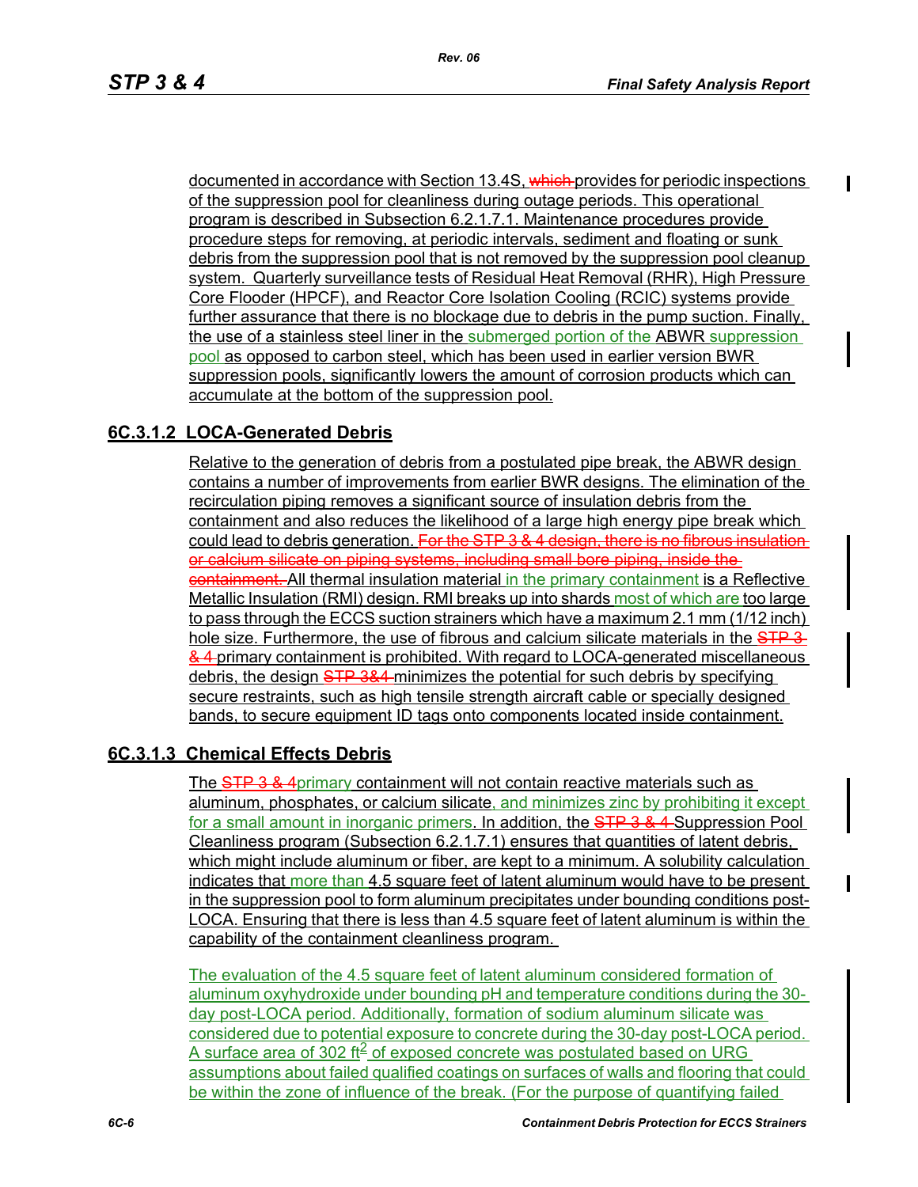documented in accordance with Section 13.4S, ~~which~~ provides for periodic inspections of the suppression pool for cleanliness during outage periods. This operational program is described in Subsection 6.2.1.7.1. Maintenance procedures provide procedure steps for removing, at periodic intervals, sediment and floating or sunk debris from the suppression pool that is not removed by the suppression pool cleanup system. Quarterly surveillance tests of Residual Heat Removal (RHR), High Pressure Core Flooder (HPCF), and Reactor Core Isolation Cooling (RCIC) systems provide further assurance that there is no blockage due to debris in the pump suction. Finally, the use of a stainless steel liner in the submerged portion of the ABWR suppression pool as opposed to carbon steel, which has been used in earlier version BWR suppression pools, significantly lowers the amount of corrosion products which can accumulate at the bottom of the suppression pool.

## 6C.3.1.2 LOCA-Generated Debris

Relative to the generation of debris from a postulated pipe break, the ABWR design contains a number of improvements from earlier BWR designs. The elimination of the recirculation piping removes a significant source of insulation debris from the containment and also reduces the likelihood of a large high energy pipe break which could lead to debris generation. ~~For the STP 3 & 4 design, there is no fibrous insulation or calcium silicate on piping systems, including small bore piping, inside the containment.~~ All thermal insulation material in the primary containment is a Reflective Metallic Insulation (RMI) design. RMI breaks up into shards most of which are too large to pass through the ECCS suction strainers which have a maximum 2.1 mm (1/12 inch) hole size. Furthermore, the use of fibrous and calcium silicate materials in the ~~STP 3 & 4~~ primary containment is prohibited. With regard to LOCA-generated miscellaneous debris, the design ~~STP 3&4~~ minimizes the potential for such debris by specifying secure restraints, such as high tensile strength aircraft cable or specially designed bands, to secure equipment ID tags onto components located inside containment.

## 6C.3.1.3 Chemical Effects Debris

The ~~STP 3 & 4~~primary containment will not contain reactive materials such as aluminum, phosphates, or calcium silicate, and minimizes zinc by prohibiting it except for a small amount in inorganic primers. In addition, the ~~STP 3 & 4~~ Suppression Pool Cleanliness program (Subsection 6.2.1.7.1) ensures that quantities of latent debris, which might include aluminum or fiber, are kept to a minimum. A solubility calculation indicates that more than 4.5 square feet of latent aluminum would have to be present in the suppression pool to form aluminum precipitates under bounding conditions post-LOCA. Ensuring that there is less than 4.5 square feet of latent aluminum is within the capability of the containment cleanliness program.

The evaluation of the 4.5 square feet of latent aluminum considered formation of aluminum oxyhydroxide under bounding pH and temperature conditions during the 30-day post-LOCA period. Additionally, formation of sodium aluminum silicate was considered due to potential exposure to concrete during the 30-day post-LOCA period. A surface area of 302 $ft^2$ of exposed concrete was postulated based on URG assumptions about failed qualified coatings on surfaces of walls and flooring that could be within the zone of influence of the break. (For the purpose of quantifying failed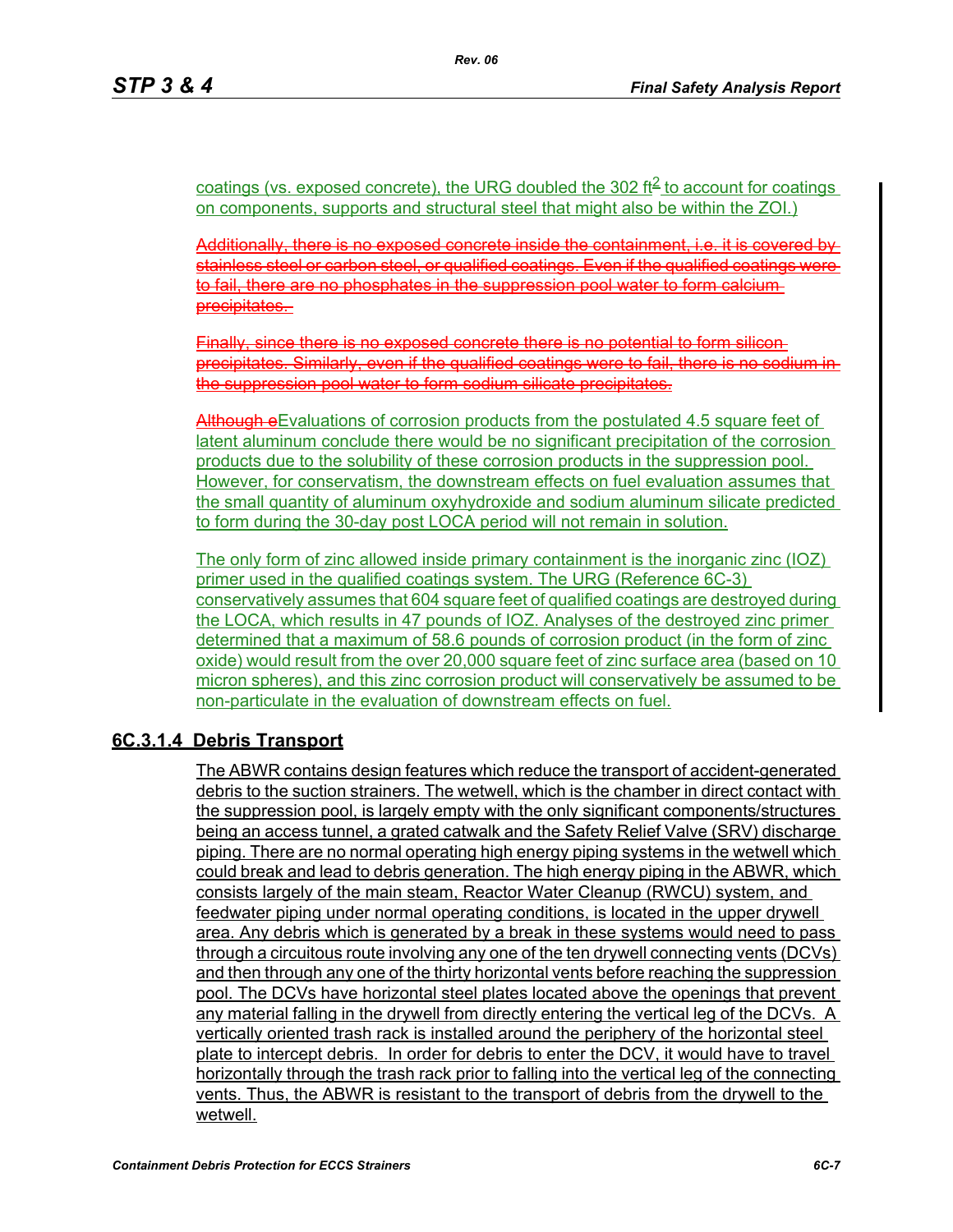coatings (vs. exposed concrete), the URG doubled the 302 $ft^2$ to account for coatings on components, supports and structural steel that might also be within the ZOI.)

~~Additionally, there is no exposed concrete inside the containment, i.e. it is covered by stainless steel or carbon steel, or qualified coatings. Even if the qualified coatings were to fail, there are no phosphates in the suppression pool water to form calcium precipitates.~~

~~Finally, since there is no exposed concrete there is no potential to form silicon precipitates. Similarly, even if the qualified coatings were to fail, there is no sodium in the suppression pool water to form sodium silicate precipitates.~~

~~Although e~~Evaluations of corrosion products from the postulated 4.5 square feet of latent aluminum conclude there would be no significant precipitation of the corrosion products due to the solubility of these corrosion products in the suppression pool. However, for conservatism, the downstream effects on fuel evaluation assumes that the small quantity of aluminum oxyhydroxide and sodium aluminum silicate predicted to form during the 30-day post LOCA period will not remain in solution.

The only form of zinc allowed inside primary containment is the inorganic zinc (IOZ) primer used in the qualified coatings system. The URG (Reference 6C-3) conservatively assumes that 604 square feet of qualified coatings are destroyed during the LOCA, which results in 47 pounds of IOZ. Analyses of the destroyed zinc primer determined that a maximum of 58.6 pounds of corrosion product (in the form of zinc oxide) would result from the over 20,000 square feet of zinc surface area (based on 10 micron spheres), and this zinc corrosion product will conservatively be assumed to be non-particulate in the evaluation of downstream effects on fuel.

## 6C.3.1.4 Debris Transport

The ABWR contains design features which reduce the transport of accident-generated debris to the suction strainers. The wetwell, which is the chamber in direct contact with the suppression pool, is largely empty with the only significant components/structures being an access tunnel, a grated catwalk and the Safety Relief Valve (SRV) discharge piping. There are no normal operating high energy piping systems in the wetwell which could break and lead to debris generation. The high energy piping in the ABWR, which consists largely of the main steam, Reactor Water Cleanup (RWCU) system, and feedwater piping under normal operating conditions, is located in the upper drywell area. Any debris which is generated by a break in these systems would need to pass through a circuitous route involving any one of the ten drywell connecting vents (DCVs) and then through any one of the thirty horizontal vents before reaching the suppression pool. The DCVs have horizontal steel plates located above the openings that prevent any material falling in the drywell from directly entering the vertical leg of the DCVs. A vertically oriented trash rack is installed around the periphery of the horizontal steel plate to intercept debris. In order for debris to enter the DCV, it would have to travel horizontally through the trash rack prior to falling into the vertical leg of the connecting vents. Thus, the ABWR is resistant to the transport of debris from the drywell to the wetwell.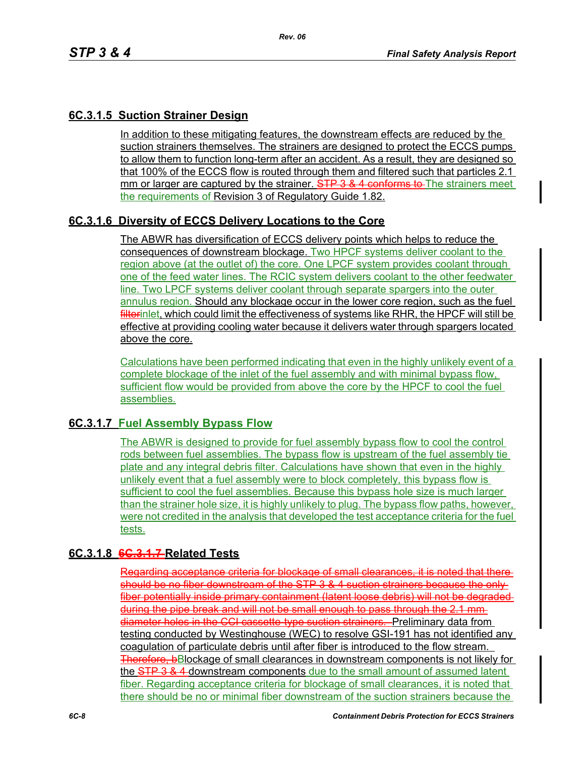### 6C.3.1.5 Suction Strainer Design

In addition to these mitigating features, the downstream effects are reduced by the suction strainers themselves. The strainers are designed to protect the ECCS pumps to allow them to function long-term after an accident. As a result, they are designed so that 100% of the ECCS flow is routed through them and filtered such that particles 2.1 mm or larger are captured by the strainer. ~~STP 3 & 4 conforms to~~ The strainers meet the requirements of Revision 3 of Regulatory Guide 1.82.

### 6C.3.1.6 Diversity of ECCS Delivery Locations to the Core

The ABWR has diversification of ECCS delivery points which helps to reduce the consequences of downstream blockage. Two HPCF systems deliver coolant to the region above (at the outlet of) the core. One LPCF system provides coolant through one of the feed water lines. The RCIC system delivers coolant to the other feedwater line. Two LPCF systems deliver coolant through separate spargers into the outer annulus region. Should any blockage occur in the lower core region, such as the fuel ~~filter~~inlet, which could limit the effectiveness of systems like RHR, the HPCF will still be effective at providing cooling water because it delivers water through spargers located above the core.

Calculations have been performed indicating that even in the highly unlikely event of a complete blockage of the inlet of the fuel assembly and with minimal bypass flow, sufficient flow would be provided from above the core by the HPCF to cool the fuel assemblies.

### 6C.3.1.7 Fuel Assembly Bypass Flow

The ABWR is designed to provide for fuel assembly bypass flow to cool the control rods between fuel assemblies. The bypass flow is upstream of the fuel assembly tie plate and any integral debris filter. Calculations have shown that even in the highly unlikely event that a fuel assembly were to block completely, this bypass flow is sufficient to cool the fuel assemblies. Because this bypass hole size is much larger than the strainer hole size, it is highly unlikely to plug. The bypass flow paths, however, were not credited in the analysis that developed the test acceptance criteria for the fuel tests.

### 6C.3.1.8 ~~6C.3.1.7~~ Related Tests

~~Regarding acceptance criteria for blockage of small clearances, it is noted that there should be no fiber downstream of the STP 3 & 4 suction strainers because the only fiber potentially inside primary containment (latent loose debris) will not be degraded during the pipe break and will not be small enough to pass through the 2.1 mm diameter holes in the CCI cassette-type suction strainers.~~ Preliminary data from testing conducted by Westinghouse (WEC) to resolve GSI-191 has not identified any coagulation of particulate debris until after fiber is introduced to the flow stream. ~~Therefore, b~~Blockage of small clearances in downstream components is not likely for the ~~STP 3 & 4~~ downstream components due to the small amount of assumed latent fiber. Regarding acceptance criteria for blockage of small clearances, it is noted that there should be no or minimal fiber downstream of the suction strainers because the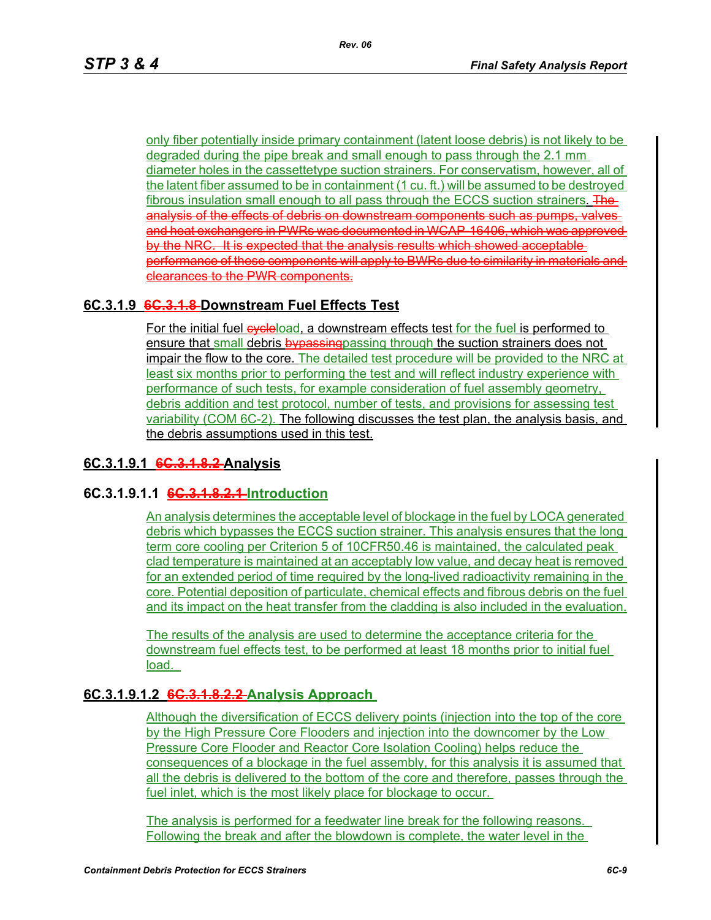only fiber potentially inside primary containment (latent loose debris) is not likely to be degraded during the pipe break and small enough to pass through the 2.1 mm diameter holes in the cassettetype suction strainers. For conservatism, however, all of the latent fiber assumed to be in containment (1 cu. ft.) will be assumed to be destroyed fibrous insulation small enough to all pass through the ECCS suction strainers. ~~The analysis of the effects of debris on downstream components such as pumps, valves and heat exchangers in PWRs was documented in WCAP-16406, which was approved by the NRC. It is expected that the analysis results which showed acceptable performance of these components will apply to BWRs due to similarity in materials and clearances to the PWR components.~~

## 6C.3.1.9 ~~6C.3.1.8~~ Downstream Fuel Effects Test

For the initial fuel ~~cycle~~load, a downstream effects test for the fuel is performed to ensure that small debris ~~bypassing~~passing through the suction strainers does not impair the flow to the core. The detailed test procedure will be provided to the NRC at least six months prior to performing the test and will reflect industry experience with performance of such tests, for example consideration of fuel assembly geometry, debris addition and test protocol, number of tests, and provisions for assessing test variability (COM 6C-2). The following discusses the test plan, the analysis basis, and the debris assumptions used in this test.

### 6C.3.1.9.1 ~~6C.3.1.8.2~~ Analysis

#### 6C.3.1.9.1.1 ~~6C.3.1.8.2.1~~ Introduction

An analysis determines the acceptable level of blockage in the fuel by LOCA generated debris which bypasses the ECCS suction strainer. This analysis ensures that the long term core cooling per Criterion 5 of 10CFR50.46 is maintained, the calculated peak clad temperature is maintained at an acceptably low value, and decay heat is removed for an extended period of time required by the long-lived radioactivity remaining in the core. Potential deposition of particulate, chemical effects and fibrous debris on the fuel and its impact on the heat transfer from the cladding is also included in the evaluation.

The results of the analysis are used to determine the acceptance criteria for the downstream fuel effects test, to be performed at least 18 months prior to initial fuel load.

#### 6C.3.1.9.1.2 ~~6C.3.1.8.2.2~~ Analysis Approach

Although the diversification of ECCS delivery points (injection into the top of the core by the High Pressure Core Flooders and injection into the downcomer by the Low Pressure Core Flooder and Reactor Core Isolation Cooling) helps reduce the consequences of a blockage in the fuel assembly, for this analysis it is assumed that all the debris is delivered to the bottom of the core and therefore, passes through the fuel inlet, which is the most likely place for blockage to occur.

The analysis is performed for a feedwater line break for the following reasons. Following the break and after the blowdown is complete, the water level in the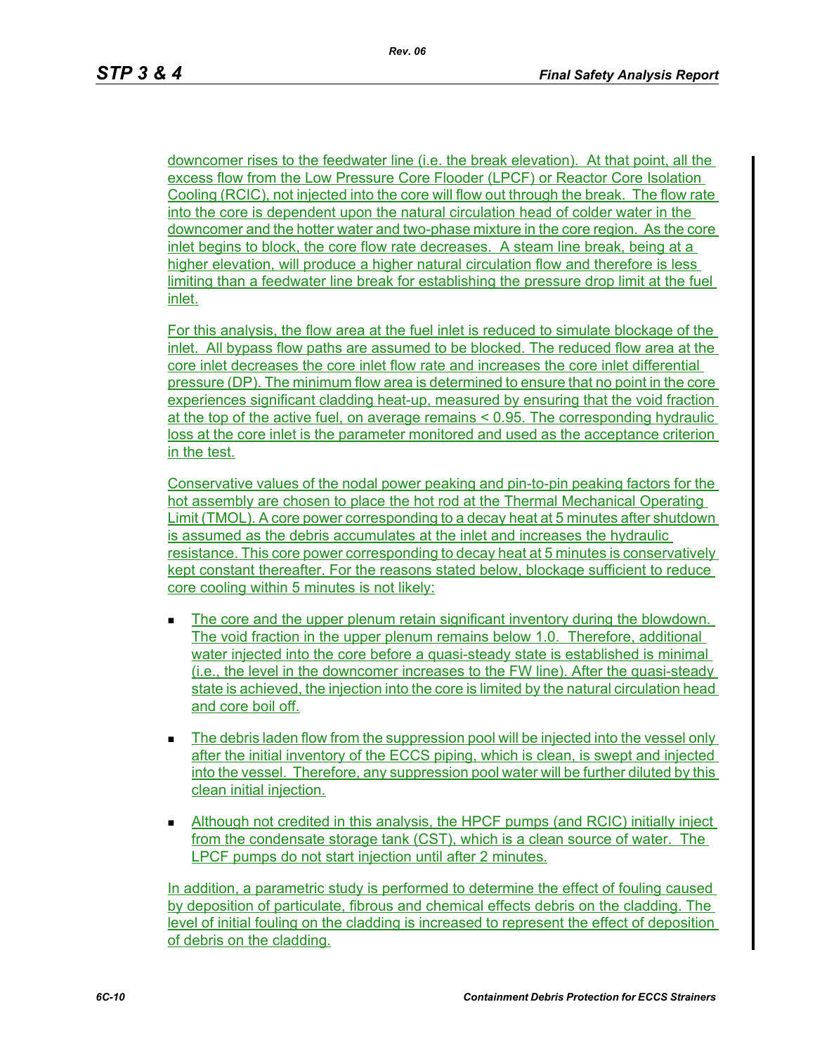downcomer rises to the feedwater line (i.e. the break elevation). At that point, all the excess flow from the Low Pressure Core Flooder (LPCF) or Reactor Core Isolation Cooling (RCIC), not injected into the core will flow out through the break. The flow rate into the core is dependent upon the natural circulation head of colder water in the downcomer and the hotter water and two-phase mixture in the core region. As the core inlet begins to block, the core flow rate decreases. A steam line break, being at a higher elevation, will produce a higher natural circulation flow and therefore is less limiting than a feedwater line break for establishing the pressure drop limit at the fuel inlet.

For this analysis, the flow area at the fuel inlet is reduced to simulate blockage of the inlet. All bypass flow paths are assumed to be blocked. The reduced flow area at the core inlet decreases the core inlet flow rate and increases the core inlet differential pressure (DP). The minimum flow area is determined to ensure that no point in the core experiences significant cladding heat-up, measured by ensuring that the void fraction at the top of the active fuel, on average remains < 0.95. The corresponding hydraulic loss at the core inlet is the parameter monitored and used as the acceptance criterion in the test.

Conservative values of the nodal power peaking and pin-to-pin peaking factors for the hot assembly are chosen to place the hot rod at the Thermal Mechanical Operating Limit (TMOL). A core power corresponding to a decay heat at 5 minutes after shutdown is assumed as the debris accumulates at the inlet and increases the hydraulic resistance. This core power corresponding to decay heat at 5 minutes is conservatively kept constant thereafter. For the reasons stated below, blockage sufficient to reduce core cooling within 5 minutes is not likely:

- The core and the upper plenum retain significant inventory during the blowdown. The void fraction in the upper plenum remains below 1.0. Therefore, additional water injected into the core before a quasi-steady state is established is minimal (i.e., the level in the downcomer increases to the FW line). After the quasi-steady state is achieved, the injection into the core is limited by the natural circulation head and core boil off.
- The debris laden flow from the suppression pool will be injected into the vessel only after the initial inventory of the ECCS piping, which is clean, is swept and injected into the vessel. Therefore, any suppression pool water will be further diluted by this clean initial injection.
- Although not credited in this analysis, the HPCF pumps (and RCIC) initially inject from the condensate storage tank (CST), which is a clean source of water. The LPCF pumps do not start injection until after 2 minutes.

In addition, a parametric study is performed to determine the effect of fouling caused by deposition of particulate, fibrous and chemical effects debris on the cladding. The level of initial fouling on the cladding is increased to represent the effect of deposition of debris on the cladding.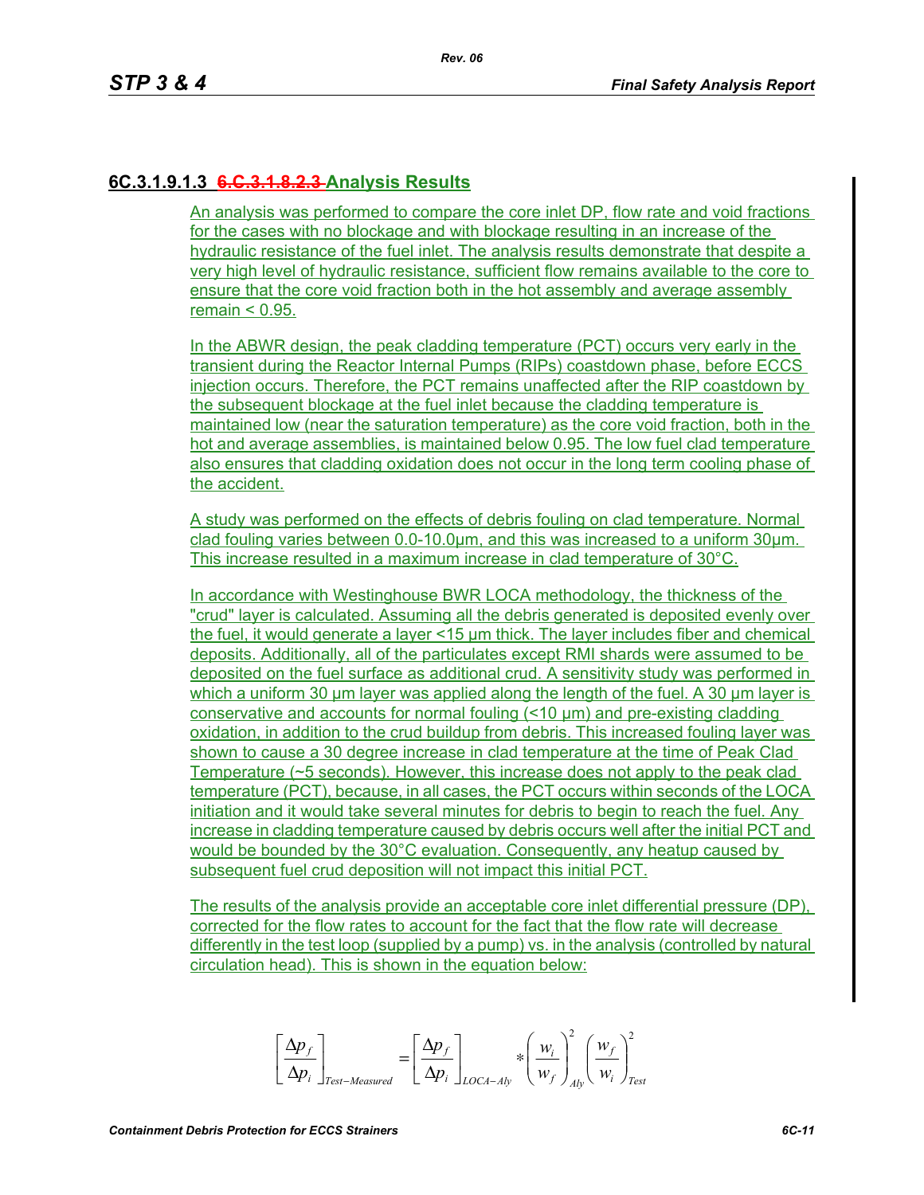### 6C.3.1.9.1.3 ~~6.C.3.1.8.2.3~~ Analysis Results

An analysis was performed to compare the core inlet DP, flow rate and void fractions for the cases with no blockage and with blockage resulting in an increase of the hydraulic resistance of the fuel inlet. The analysis results demonstrate that despite a very high level of hydraulic resistance, sufficient flow remains available to the core to ensure that the core void fraction both in the hot assembly and average assembly remain < 0.95.

In the ABWR design, the peak cladding temperature (PCT) occurs very early in the transient during the Reactor Internal Pumps (RIPs) coastdown phase, before ECCS injection occurs. Therefore, the PCT remains unaffected after the RIP coastdown by the subsequent blockage at the fuel inlet because the cladding temperature is maintained low (near the saturation temperature) as the core void fraction, both in the hot and average assemblies, is maintained below 0.95. The low fuel clad temperature also ensures that cladding oxidation does not occur in the long term cooling phase of the accident.

A study was performed on the effects of debris fouling on clad temperature. Normal clad fouling varies between 0.0-10.0µm, and this was increased to a uniform 30µm. This increase resulted in a maximum increase in clad temperature of 30°C.

In accordance with Westinghouse BWR LOCA methodology, the thickness of the "crud" layer is calculated. Assuming all the debris generated is deposited evenly over the fuel, it would generate a layer <15 µm thick. The layer includes fiber and chemical deposits. Additionally, all of the particulates except RMI shards were assumed to be deposited on the fuel surface as additional crud. A sensitivity study was performed in which a uniform 30 µm layer was applied along the length of the fuel. A 30 µm layer is conservative and accounts for normal fouling (<10 µm) and pre-existing cladding oxidation, in addition to the crud buildup from debris. This increased fouling layer was shown to cause a 30 degree increase in clad temperature at the time of Peak Clad Temperature (~5 seconds). However, this increase does not apply to the peak clad temperature (PCT), because, in all cases, the PCT occurs within seconds of the LOCA initiation and it would take several minutes for debris to begin to reach the fuel. Any increase in cladding temperature caused by debris occurs well after the initial PCT and would be bounded by the 30°C evaluation. Consequently, any heatup caused by subsequent fuel crud deposition will not impact this initial PCT.

The results of the analysis provide an acceptable core inlet differential pressure (DP), corrected for the flow rates to account for the fact that the flow rate will decrease differently in the test loop (supplied by a pump) vs. in the analysis (controlled by natural circulation head). This is shown in the equation below:

$$\left[\frac{\Delta p_f}{\Delta p_i}\right]_{Test-Measured} = \left[\frac{\Delta p_f}{\Delta p_i}\right]_{LOCA-Aly} * \left(\frac{w_i}{w_f}\right)^2_{Aly} \left(\frac{w_f}{w_i}\right)^2_{Test}$$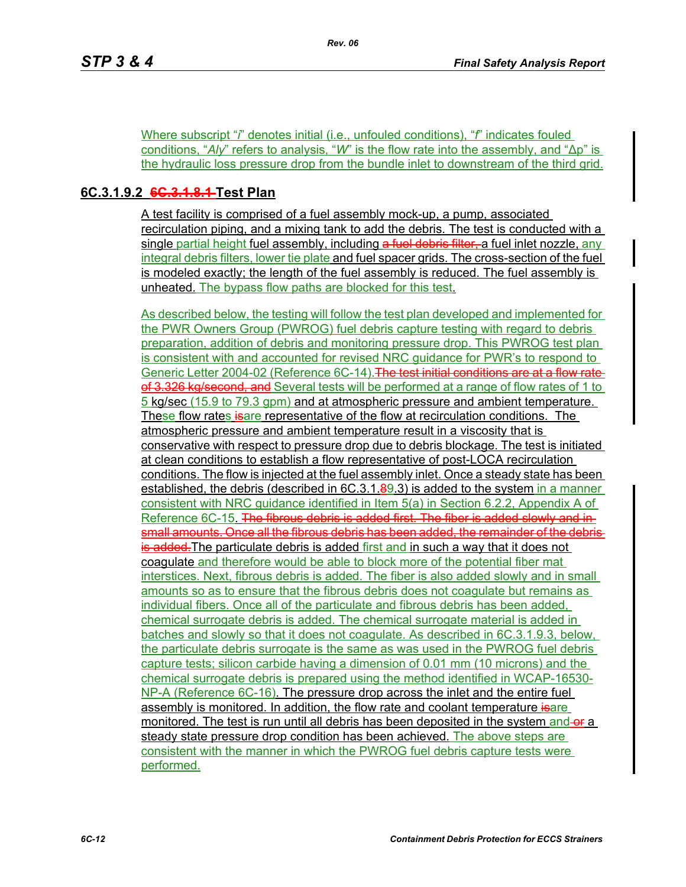Where subscript "$i$" denotes initial (i.e., unfouled conditions), "$f$" indicates fouled conditions, "$Aly$" refers to analysis, "$W$" is the flow rate into the assembly, and "$\Delta p$" is the hydraulic loss pressure drop from the bundle inlet to downstream of the third grid.

## 6C.3.1.9.2 ~~6C.3.1.8.1~~ Test Plan

A test facility is comprised of a fuel assembly mock-up, a pump, associated recirculation piping, and a mixing tank to add the debris. The test is conducted with a single partial height fuel assembly, including ~~a fuel debris filter,~~ a fuel inlet nozzle, any integral debris filters, lower tie plate and fuel spacer grids. The cross-section of the fuel is modeled exactly; the length of the fuel assembly is reduced. The fuel assembly is unheated. The bypass flow paths are blocked for this test.

As described below, the testing will follow the test plan developed and implemented for the PWR Owners Group (PWROG) fuel debris capture testing with regard to debris preparation, addition of debris and monitoring pressure drop. This PWROG test plan is consistent with and accounted for revised NRC guidance for PWR's to respond to Generic Letter 2004-02 (Reference 6C-14).~~The test initial conditions are at a flow rate of 3.326 kg/second, and~~ Several tests will be performed at a range of flow rates of 1 to 5 kg/sec (15.9 to 79.3 gpm) and at atmospheric pressure and ambient temperature. These flow rates ~~is~~are representative of the flow at recirculation conditions. The atmospheric pressure and ambient temperature result in a viscosity that is conservative with respect to pressure drop due to debris blockage. The test is initiated at clean conditions to establish a flow representative of post-LOCA recirculation conditions. The flow is injected at the fuel assembly inlet. Once a steady state has been established, the debris (described in 6C.3.1.~~8~~9.3) is added to the system in a manner consistent with NRC guidance identified in Item 5(a) in Section 6.2.2, Appendix A of Reference 6C-15. ~~The fibrous debris is added first. The fiber is added slowly and in small amounts. Once all the fibrous debris has been added, the remainder of the debris is added.~~The particulate debris is added first and in such a way that it does not coagulate and therefore would be able to block more of the potential fiber mat interstices. Next, fibrous debris is added. The fiber is also added slowly and in small amounts so as to ensure that the fibrous debris does not coagulate but remains as individual fibers. Once all of the particulate and fibrous debris has been added, chemical surrogate debris is added. The chemical surrogate material is added in batches and slowly so that it does not coagulate. As described in 6C.3.1.9.3, below, the particulate debris surrogate is the same as was used in the PWROG fuel debris capture tests; silicon carbide having a dimension of 0.01 mm (10 microns) and the chemical surrogate debris is prepared using the method identified in WCAP-16530-NP-A (Reference 6C-16). The pressure drop across the inlet and the entire fuel assembly is monitored. In addition, the flow rate and coolant temperature ~~is~~are monitored. The test is run until all debris has been deposited in the system and ~~or~~ a steady state pressure drop condition has been achieved. The above steps are consistent with the manner in which the PWROG fuel debris capture tests were performed.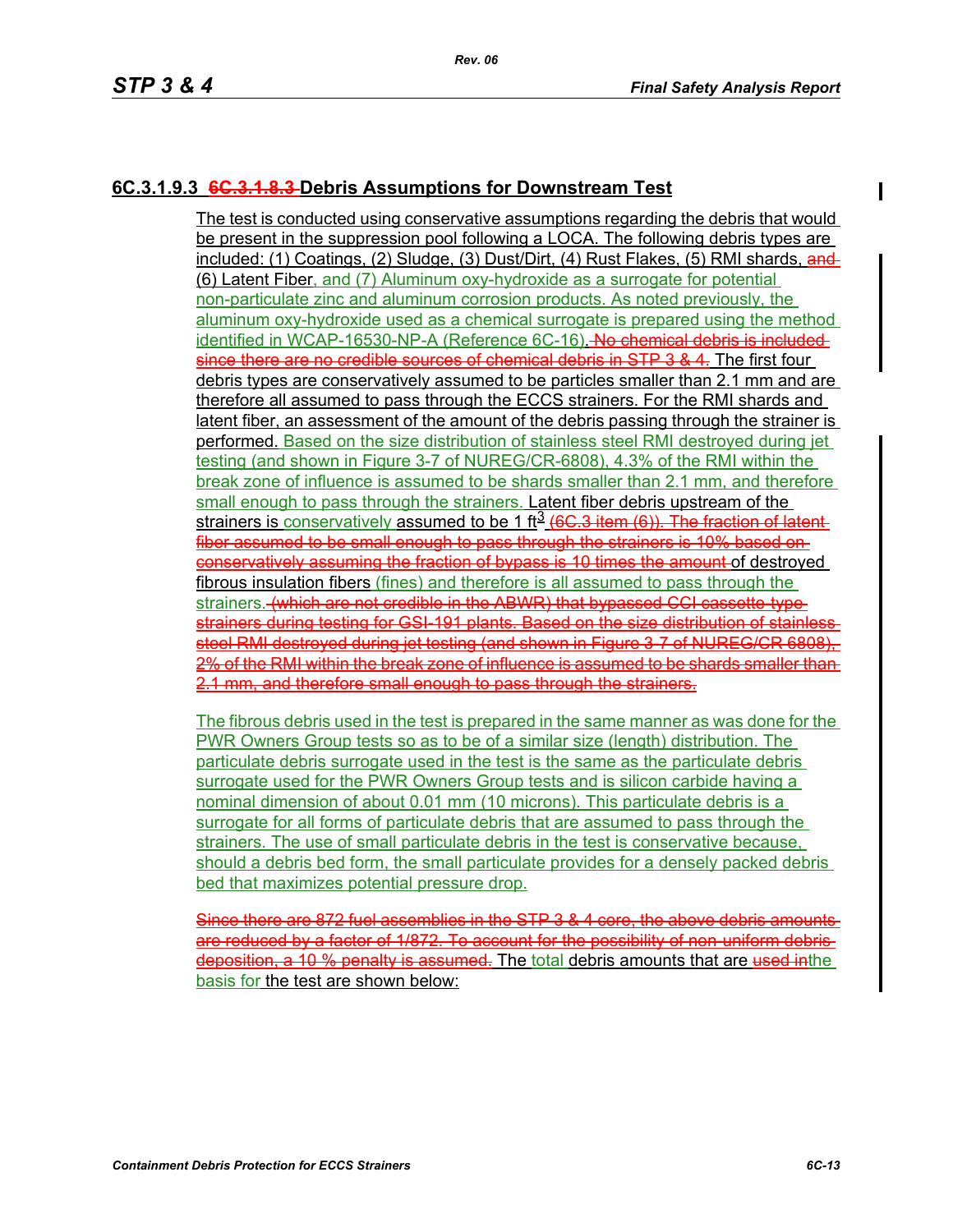### 6C.3.1.9.3 ~~6C.3.1.8.3~~ Debris Assumptions for Downstream Test

The test is conducted using conservative assumptions regarding the debris that would be present in the suppression pool following a LOCA. The following debris types are included: (1) Coatings, (2) Sludge, (3) Dust/Dirt, (4) Rust Flakes, (5) RMI shards, ~~and~~ (6) Latent Fiber, and (7) Aluminum oxy-hydroxide as a surrogate for potential non-particulate zinc and aluminum corrosion products. As noted previously, the aluminum oxy-hydroxide used as a chemical surrogate is prepared using the method identified in WCAP-16530-NP-A (Reference 6C-16). ~~No chemical debris is included since there are no credible sources of chemical debris in STP 3 & 4.~~ The first four debris types are conservatively assumed to be particles smaller than 2.1 mm and are therefore all assumed to pass through the ECCS strainers. For the RMI shards and latent fiber, an assessment of the amount of the debris passing through the strainer is performed. Based on the size distribution of stainless steel RMI destroyed during jet testing (and shown in Figure 3-7 of NUREG/CR-6808), 4.3% of the RMI within the break zone of influence is assumed to be shards smaller than 2.1 mm, and therefore small enough to pass through the strainers. Latent fiber debris upstream of the strainers is conservatively assumed to be 1 $ft^3$ ~~(6C.3 item (6)). The fraction of latent fiber assumed to be small enough to pass through the strainers is 10% based on conservatively assuming the fraction of bypass is 10 times the amount~~ of destroyed fibrous insulation fibers (fines) and therefore is all assumed to pass through the strainers. ~~(which are not credible in the ABWR) that bypassed CCI cassette-type strainers during testing for GSI-191 plants. Based on the size distribution of stainless steel RMI destroyed during jet testing (and shown in Figure 3-7 of NUREG/CR-6808), 2% of the RMI within the break zone of influence is assumed to be shards smaller than 2.1 mm, and therefore small enough to pass through the strainers.~~

The fibrous debris used in the test is prepared in the same manner as was done for the PWR Owners Group tests so as to be of a similar size (length) distribution. The particulate debris surrogate used in the test is the same as the particulate debris surrogate used for the PWR Owners Group tests and is silicon carbide having a nominal dimension of about 0.01 mm (10 microns). This particulate debris is a surrogate for all forms of particulate debris that are assumed to pass through the strainers. The use of small particulate debris in the test is conservative because, should a debris bed form, the small particulate provides for a densely packed debris bed that maximizes potential pressure drop.

~~Since there are 872 fuel assemblies in the STP 3 & 4 core, the above debris amounts are reduced by a factor of 1/872. To account for the possibility of non-uniform debris deposition, a 10 % penalty is assumed.~~ The total debris amounts that are ~~used in~~ the basis for the test are shown below: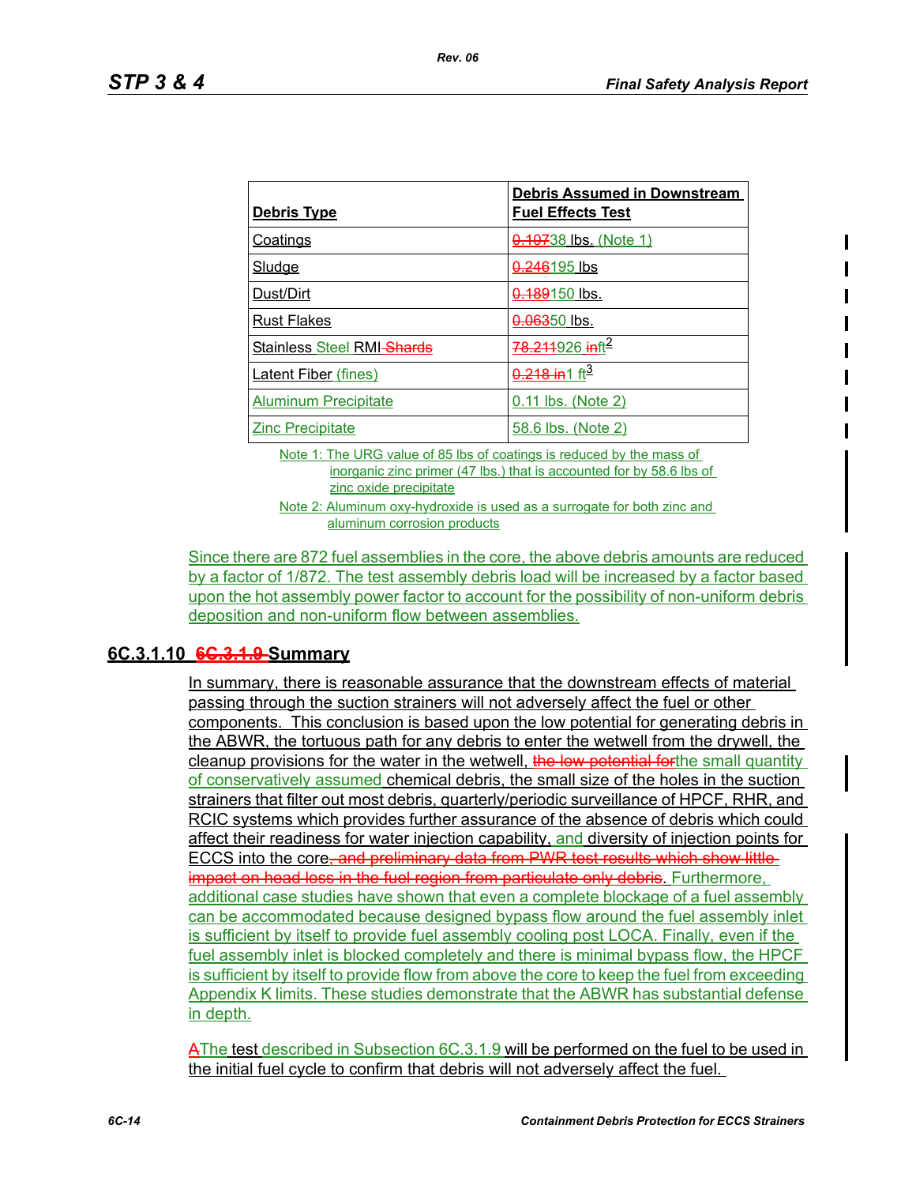| Debris Type | Debris Assumed in Downstream Fuel Effects Test |
|---|---|
| Coatings | ~~0.107~~38 lbs. (Note 1) |
| Sludge | ~~0.246~~195 lbs |
| Dust/Dirt | ~~0.189~~150 lbs. |
| Rust Flakes | ~~0.063~~50 lbs. |
| Stainless Steel RMI ~~Shards~~ | ~~78.211~~926 ~~in~~ft$^2$ |
| Latent Fiber (fines) | ~~0.218 in~~1 ft$^3$ |
| Aluminum Precipitate | 0.11 lbs. (Note 2) |
| Zinc Precipitate | 58.6 lbs. (Note 2) |

Note 1: The URG value of 85 lbs of coatings is reduced by the mass of inorganic zinc primer (47 lbs.) that is accounted for by 58.6 lbs of zinc oxide precipitate

Note 2: Aluminum oxy-hydroxide is used as a surrogate for both zinc and aluminum corrosion products

Since there are 872 fuel assemblies in the core, the above debris amounts are reduced by a factor of 1/872. The test assembly debris load will be increased by a factor based upon the hot assembly power factor to account for the possibility of non-uniform debris deposition and non-uniform flow between assemblies.

## 6C.3.1.10 ~~6C.3.1.9~~ Summary

In summary, there is reasonable assurance that the downstream effects of material passing through the suction strainers will not adversely affect the fuel or other components. This conclusion is based upon the low potential for generating debris in the ABWR, the tortuous path for any debris to enter the wetwell from the drywell, the cleanup provisions for the water in the wetwell, ~~the low potential for~~the small quantity of conservatively assumed chemical debris, the small size of the holes in the suction strainers that filter out most debris, quarterly/periodic surveillance of HPCF, RHR, and RCIC systems which provides further assurance of the absence of debris which could affect their readiness for water injection capability, and diversity of injection points for ECCS into the core~~, and preliminary data from PWR test results which show little impact on head loss in the fuel region from particulate only debris~~. Furthermore, additional case studies have shown that even a complete blockage of a fuel assembly can be accommodated because designed bypass flow around the fuel assembly inlet is sufficient by itself to provide fuel assembly cooling post LOCA. Finally, even if the fuel assembly inlet is blocked completely and there is minimal bypass flow, the HPCF is sufficient by itself to provide flow from above the core to keep the fuel from exceeding Appendix K limits. These studies demonstrate that the ABWR has substantial defense in depth.

~~A~~The test described in Subsection 6C.3.1.9 will be performed on the fuel to be used in the initial fuel cycle to confirm that debris will not adversely affect the fuel.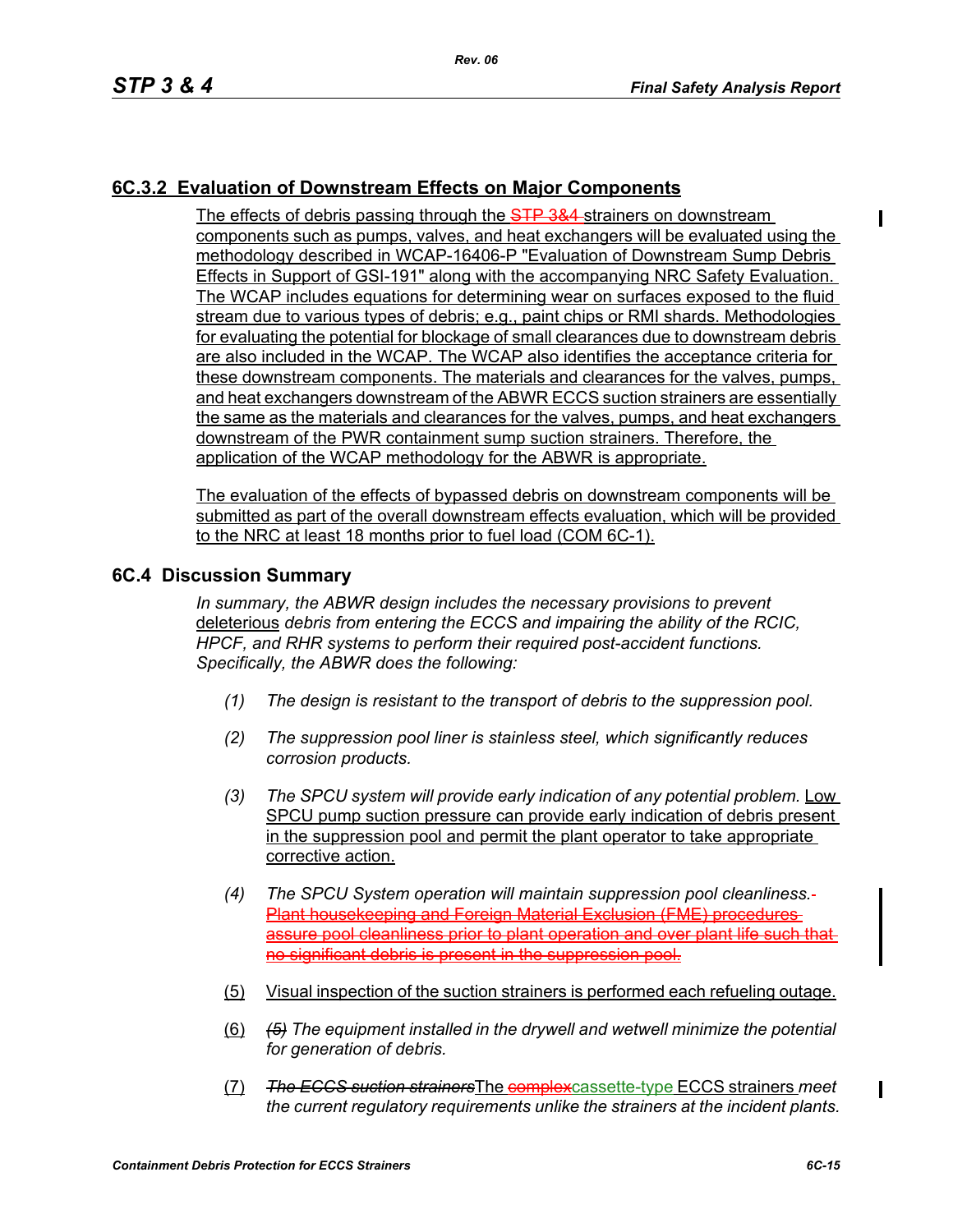### 6C.3.2 Evaluation of Downstream Effects on Major Components

The effects of debris passing through the ~~STP 3&4~~ strainers on downstream components such as pumps, valves, and heat exchangers will be evaluated using the methodology described in WCAP-16406-P "Evaluation of Downstream Sump Debris Effects in Support of GSI-191" along with the accompanying NRC Safety Evaluation. The WCAP includes equations for determining wear on surfaces exposed to the fluid stream due to various types of debris; e.g., paint chips or RMI shards. Methodologies for evaluating the potential for blockage of small clearances due to downstream debris are also included in the WCAP. The WCAP also identifies the acceptance criteria for these downstream components. The materials and clearances for the valves, pumps, and heat exchangers downstream of the ABWR ECCS suction strainers are essentially the same as the materials and clearances for the valves, pumps, and heat exchangers downstream of the PWR containment sump suction strainers. Therefore, the application of the WCAP methodology for the ABWR is appropriate.

The evaluation of the effects of bypassed debris on downstream components will be submitted as part of the overall downstream effects evaluation, which will be provided to the NRC at least 18 months prior to fuel load (COM 6C-1).

## 6C.4 Discussion Summary

*In summary, the ABWR design includes the necessary provisions to prevent* deleterious *debris from entering the ECCS and impairing the ability of the RCIC, HPCF, and RHR systems to perform their required post-accident functions. Specifically, the ABWR does the following:*

(1) *The design is resistant to the transport of debris to the suppression pool.*

(2) *The suppression pool liner is stainless steel, which significantly reduces corrosion products.*

(3) *The SPCU system will provide early indication of any potential problem.* Low SPCU pump suction pressure can provide early indication of debris present in the suppression pool and permit the plant operator to take appropriate corrective action.

(4) *The SPCU System operation will maintain suppression pool cleanliness.* ~~Plant housekeeping and Foreign Material Exclusion (FME) procedures assure pool cleanliness prior to plant operation and over plant life such that no significant debris is present in the suppression pool.~~

(5) Visual inspection of the suction strainers is performed each refueling outage.

(6) ~~*(5)*~~ *The equipment installed in the drywell and wetwell minimize the potential for generation of debris.*

(7) ~~*The ECCS suction strainers*~~The ~~complex~~cassette-type ECCS strainers *meet the current regulatory requirements unlike the strainers at the incident plants.*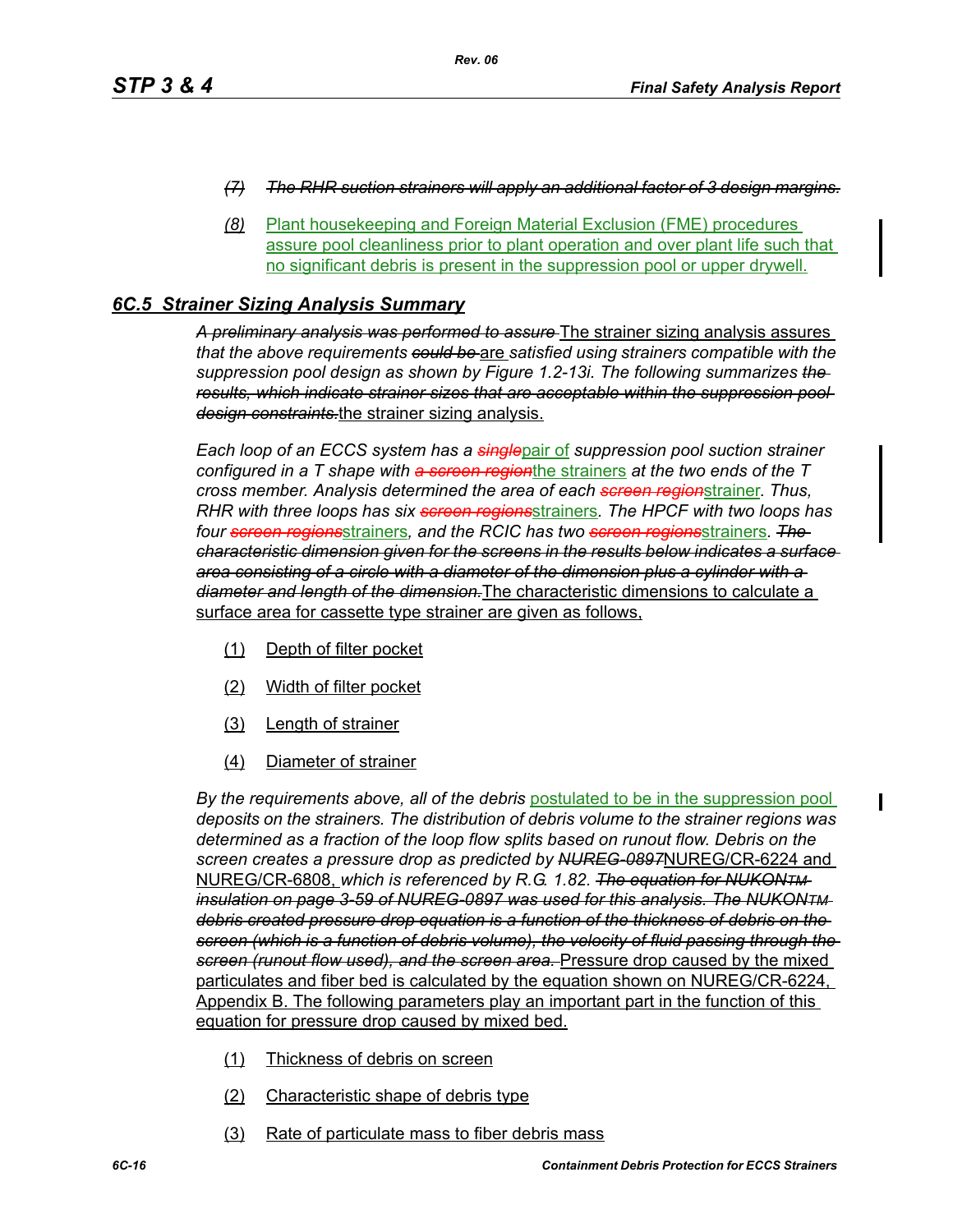*(7)* ~~*The RHR suction strainers will apply an additional factor of 3 design margins.*~~

*(8)* Plant housekeeping and Foreign Material Exclusion (FME) procedures assure pool cleanliness prior to plant operation and over plant life such that no significant debris is present in the suppression pool or upper drywell.

## *6C.5 Strainer Sizing Analysis Summary*

~~*A preliminary analysis was performed to assure*~~ The strainer sizing analysis assures *that the above requirements* ~~*could be*~~ are *satisfied using strainers compatible with the suppression pool design as shown by Figure 1.2-13i. The following summarizes* ~~*the results, which indicate strainer sizes that are acceptable within the suppression pool design constraints.*~~ the strainer sizing analysis.

*Each loop of an ECCS system has a* ~~*single*~~ pair of *suppression pool suction strainer configured in a T shape with* ~~*a screen region*~~ the strainers *at the two ends of the T cross member. Analysis determined the area of each* ~~*screen region*~~ strainer*. Thus, RHR with three loops has six* ~~*screen regions*~~ strainers*. The HPCF with two loops has four* ~~*screen regions*~~ strainers*, and the RCIC has two* ~~*screen regions*~~ strainers*.* ~~*The characteristic dimension given for the screens in the results below indicates a surface area consisting of a circle with a diameter of the dimension plus a cylinder with a diameter and length of the dimension.*~~ The characteristic dimensions to calculate a surface area for cassette type strainer are given as follows,

(1) Depth of filter pocket

(2) Width of filter pocket

(3) Length of strainer

(4) Diameter of strainer

*By the requirements above, all of the debris* postulated to be in the suppression pool *deposits on the strainers. The distribution of debris volume to the strainer regions was determined as a fraction of the loop flow splits based on runout flow. Debris on the screen creates a pressure drop as predicted by* ~~*NUREG-0897*~~ NUREG/CR-6224 and NUREG/CR-6808, *which is referenced by R.G. 1.82.* ~~*The equation for NUKONTM insulation on page 3-59 of NUREG-0897 was used for this analysis. The NUKONTM debris created pressure drop equation is a function of the thickness of debris on the screen (which is a function of debris volume), the velocity of fluid passing through the screen (runout flow used), and the screen area.*~~ Pressure drop caused by the mixed particulates and fiber bed is calculated by the equation shown on NUREG/CR-6224, Appendix B. The following parameters play an important part in the function of this equation for pressure drop caused by mixed bed.

(1) Thickness of debris on screen

(2) Characteristic shape of debris type

(3) Rate of particulate mass to fiber debris mass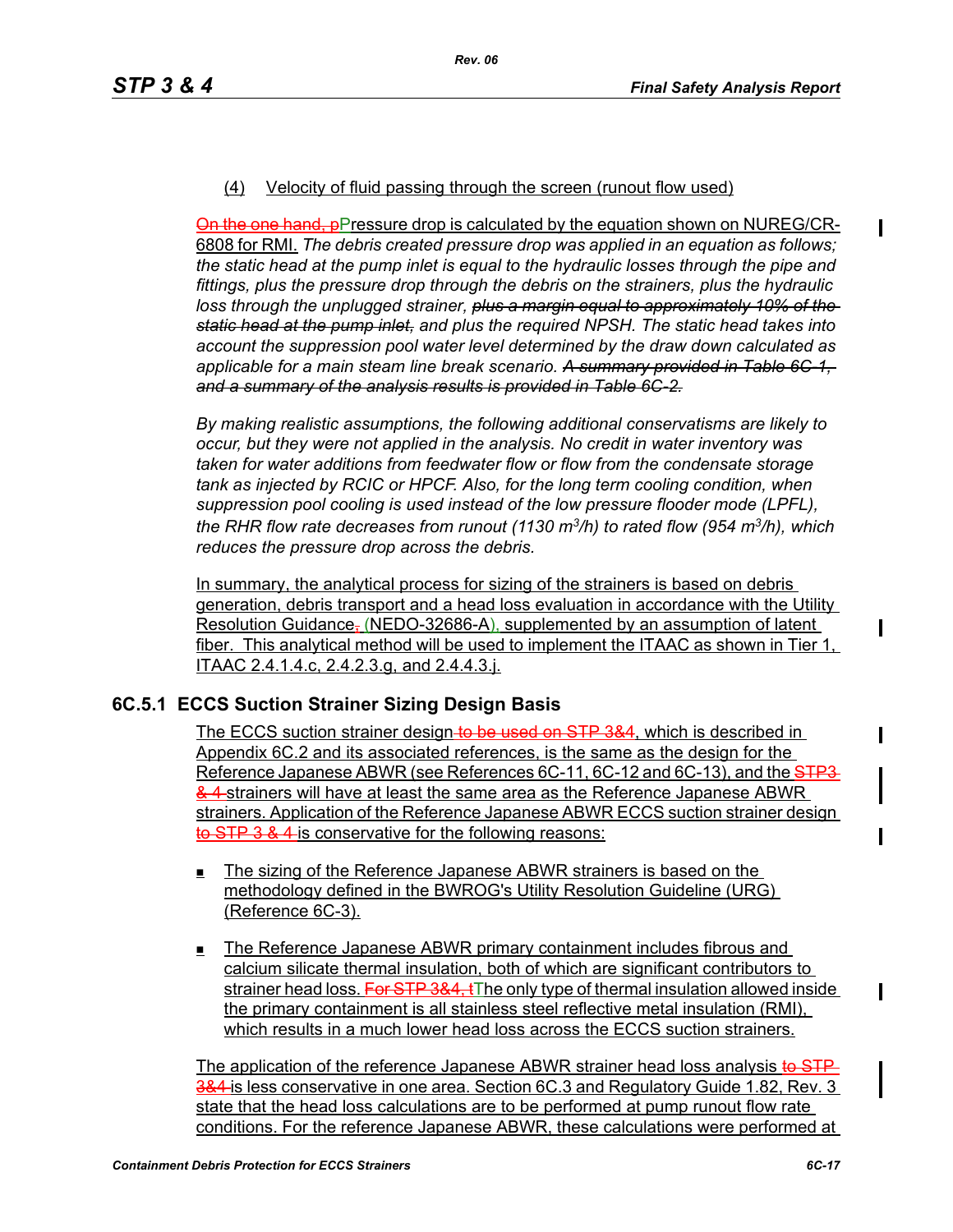(4) Velocity of fluid passing through the screen (runout flow used)

~~On the one hand, p~~Pressure drop is calculated by the equation shown on NUREG/CR-6808 for RMI. *The debris created pressure drop was applied in an equation as follows; the static head at the pump inlet is equal to the hydraulic losses through the pipe and fittings, plus the pressure drop through the debris on the strainers, plus the hydraulic loss through the unplugged strainer, ~~plus a margin equal to approximately 10% of the static head at the pump inlet,~~ and plus the required NPSH. The static head takes into account the suppression pool water level determined by the draw down calculated as applicable for a main steam line break scenario. ~~A summary provided in Table 6C-1, and a summary of the analysis results is provided in Table 6C-2.~~*

*By making realistic assumptions, the following additional conservatisms are likely to occur, but they were not applied in the analysis. No credit in water inventory was taken for water additions from feedwater flow or flow from the condensate storage tank as injected by RCIC or HPCF. Also, for the long term cooling condition, when suppression pool cooling is used instead of the low pressure flooder mode (LPFL), the RHR flow rate decreases from runout (1130 $m^3/h$) to rated flow (954 $m^3/h$), which reduces the pressure drop across the debris.*

In summary, the analytical process for sizing of the strainers is based on debris generation, debris transport and a head loss evaluation in accordance with the Utility Resolution Guidance~~,~~ (NEDO-32686-A), supplemented by an assumption of latent fiber. This analytical method will be used to implement the ITAAC as shown in Tier 1, ITAAC 2.4.1.4.c, 2.4.2.3.g, and 2.4.4.3.j.

### 6C.5.1 ECCS Suction Strainer Sizing Design Basis

The ECCS suction strainer design ~~to be used on STP 3&4~~, which is described in Appendix 6C.2 and its associated references, is the same as the design for the Reference Japanese ABWR (see References 6C-11, 6C-12 and 6C-13), and the ~~STP3 & 4~~ strainers will have at least the same area as the Reference Japanese ABWR strainers. Application of the Reference Japanese ABWR ECCS suction strainer design ~~to STP 3 & 4~~ is conservative for the following reasons:

- The sizing of the Reference Japanese ABWR strainers is based on the methodology defined in the BWROG's Utility Resolution Guideline (URG) (Reference 6C-3).
- The Reference Japanese ABWR primary containment includes fibrous and calcium silicate thermal insulation, both of which are significant contributors to strainer head loss. ~~For STP 3&4, t~~The only type of thermal insulation allowed inside the primary containment is all stainless steel reflective metal insulation (RMI), which results in a much lower head loss across the ECCS suction strainers.

The application of the reference Japanese ABWR strainer head loss analysis ~~to STP 3&4~~ is less conservative in one area. Section 6C.3 and Regulatory Guide 1.82, Rev. 3 state that the head loss calculations are to be performed at pump runout flow rate conditions. For the reference Japanese ABWR, these calculations were performed at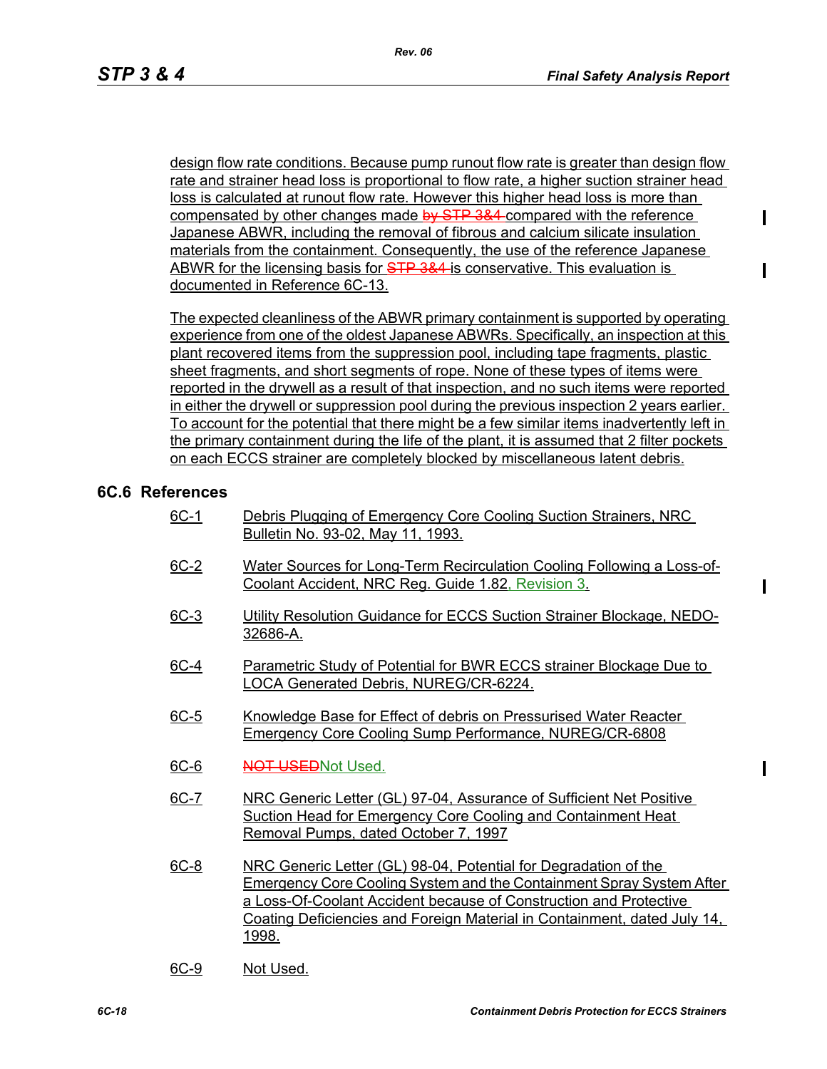design flow rate conditions. Because pump runout flow rate is greater than design flow rate and strainer head loss is proportional to flow rate, a higher suction strainer head loss is calculated at runout flow rate. However this higher head loss is more than compensated by other changes made ~~by STP 3&4~~ compared with the reference Japanese ABWR, including the removal of fibrous and calcium silicate insulation materials from the containment. Consequently, the use of the reference Japanese ABWR for the licensing basis for ~~STP 3&4~~ is conservative. This evaluation is documented in Reference 6C-13.

The expected cleanliness of the ABWR primary containment is supported by operating experience from one of the oldest Japanese ABWRs. Specifically, an inspection at this plant recovered items from the suppression pool, including tape fragments, plastic sheet fragments, and short segments of rope. None of these types of items were reported in the drywell as a result of that inspection, and no such items were reported in either the drywell or suppression pool during the previous inspection 2 years earlier. To account for the potential that there might be a few similar items inadvertently left in the primary containment during the life of the plant, it is assumed that 2 filter pockets on each ECCS strainer are completely blocked by miscellaneous latent debris.

## 6C.6 References

6C-1 Debris Plugging of Emergency Core Cooling Suction Strainers, NRC Bulletin No. 93-02, May 11, 1993.

6C-2 Water Sources for Long-Term Recirculation Cooling Following a Loss-of-Coolant Accident, NRC Reg. Guide 1.82, Revision 3.

6C-3 Utility Resolution Guidance for ECCS Suction Strainer Blockage, NEDO-32686-A.

6C-4 Parametric Study of Potential for BWR ECCS strainer Blockage Due to LOCA Generated Debris, NUREG/CR-6224.

6C-5 Knowledge Base for Effect of debris on Pressurised Water Reacter Emergency Core Cooling Sump Performance, NUREG/CR-6808

6C-6 ~~NOT USED~~Not Used.

6C-7 NRC Generic Letter (GL) 97-04, Assurance of Sufficient Net Positive Suction Head for Emergency Core Cooling and Containment Heat Removal Pumps, dated October 7, 1997

6C-8 NRC Generic Letter (GL) 98-04, Potential for Degradation of the Emergency Core Cooling System and the Containment Spray System After a Loss-Of-Coolant Accident because of Construction and Protective Coating Deficiencies and Foreign Material in Containment, dated July 14, 1998.

6C-9 Not Used.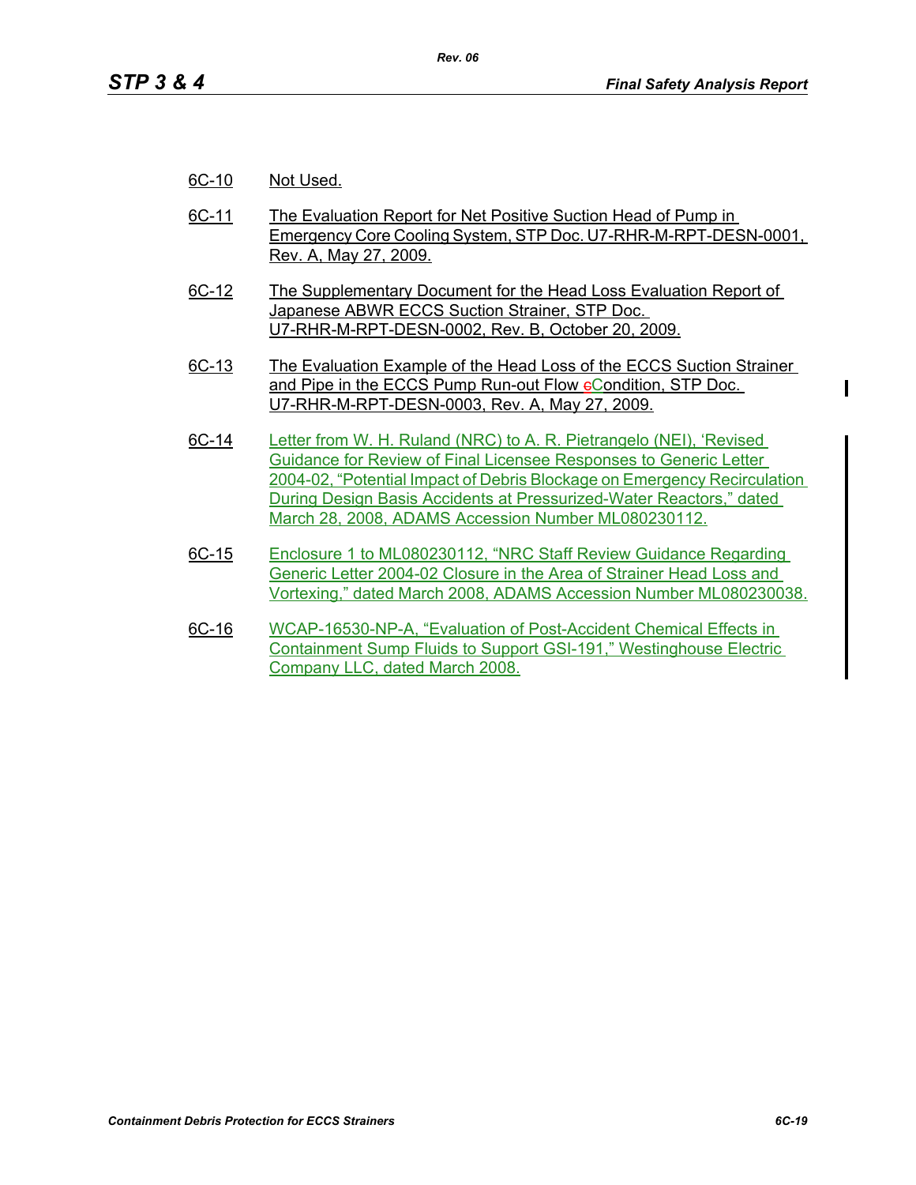6C-10 Not Used.

6C-11 The Evaluation Report for Net Positive Suction Head of Pump in Emergency Core Cooling System, STP Doc. U7-RHR-M-RPT-DESN-0001, Rev. A, May 27, 2009.

6C-12 The Supplementary Document for the Head Loss Evaluation Report of Japanese ABWR ECCS Suction Strainer, STP Doc. U7-RHR-M-RPT-DESN-0002, Rev. B, October 20, 2009.

6C-13 The Evaluation Example of the Head Loss of the ECCS Suction Strainer and Pipe in the ECCS Pump Run-out Flow cCondition, STP Doc. U7-RHR-M-RPT-DESN-0003, Rev. A, May 27, 2009.

6C-14 Letter from W. H. Ruland (NRC) to A. R. Pietrangelo (NEI), 'Revised Guidance for Review of Final Licensee Responses to Generic Letter 2004-02, "Potential Impact of Debris Blockage on Emergency Recirculation During Design Basis Accidents at Pressurized-Water Reactors," dated March 28, 2008, ADAMS Accession Number ML080230112.

6C-15 Enclosure 1 to ML080230112, "NRC Staff Review Guidance Regarding Generic Letter 2004-02 Closure in the Area of Strainer Head Loss and Vortexing," dated March 2008, ADAMS Accession Number ML080230038.

6C-16 WCAP-16530-NP-A, "Evaluation of Post-Accident Chemical Effects in Containment Sump Fluids to Support GSI-191," Westinghouse Electric Company LLC, dated March 2008.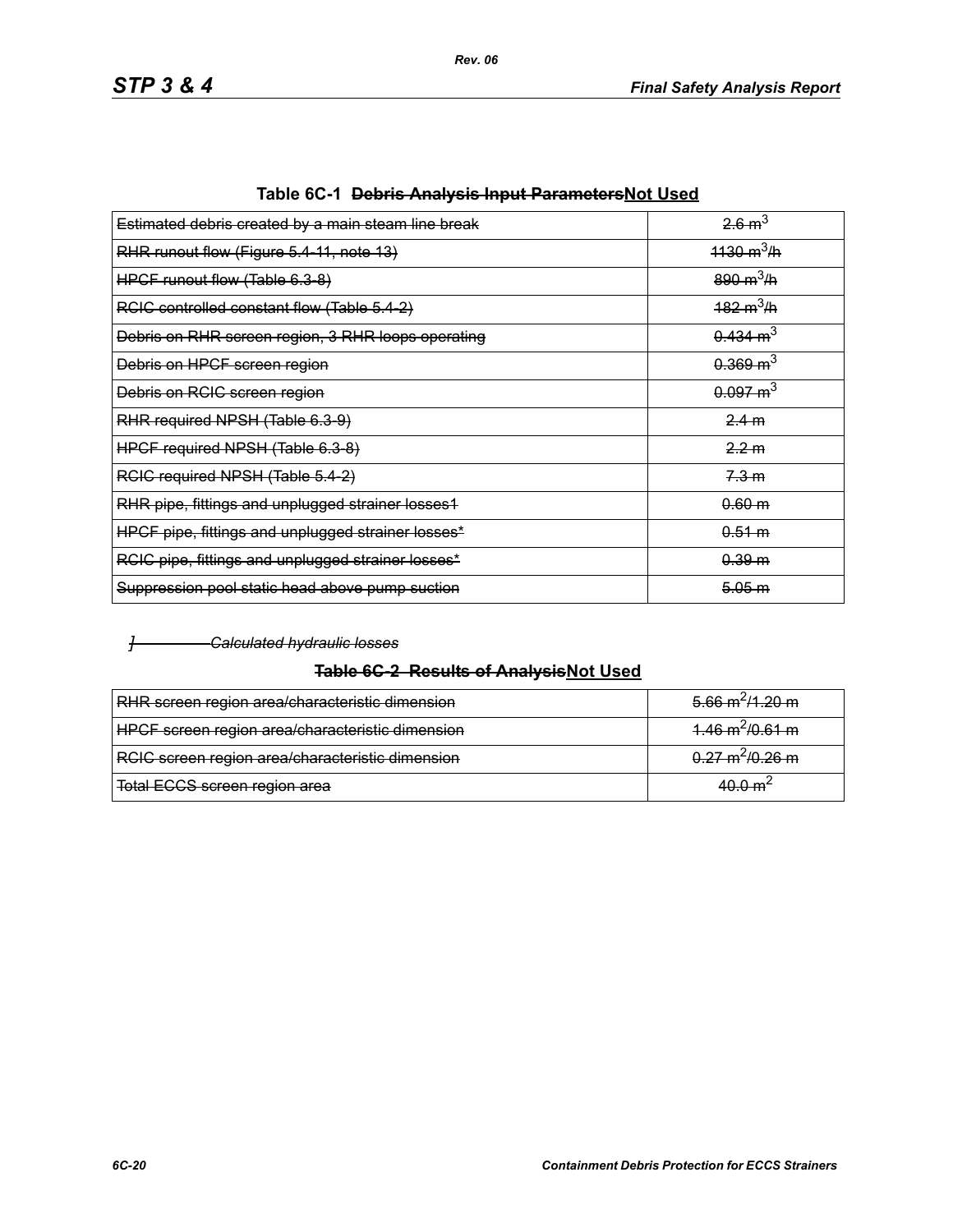**Table 6C-1 ~~Debris Analysis Input Parameters~~Not Used**

| | |
|---|---|
| ~~Estimated debris created by a main steam line break~~ | ~~2.6 $m^3$~~ |
| ~~RHR runout flow (Figure 5.4-11, note 13)~~ | ~~1130 $m^3$/h~~ |
| ~~HPCF runout flow (Table 6.3-8)~~ | ~~890 $m^3$/h~~ |
| ~~RCIC controlled constant flow (Table 5.4-2)~~ | ~~182 $m^3$/h~~ |
| ~~Debris on RHR screen region, 3 RHR loops operating~~ | ~~0.434 $m^3$~~ |
| ~~Debris on HPCF screen region~~ | ~~0.369 $m^3$~~ |
| ~~Debris on RCIC screen region~~ | ~~0.097 $m^3$~~ |
| ~~RHR required NPSH (Table 6.3-9)~~ | ~~2.4 m~~ |
| ~~HPCF required NPSH (Table 6.3-8)~~ | ~~2.2 m~~ |
| ~~RCIC required NPSH (Table 5.4-2)~~ | ~~7.3 m~~ |
| ~~RHR pipe, fittings and unplugged strainer losses1~~ | ~~0.60 m~~ |
| ~~HPCF pipe, fittings and unplugged strainer losses*~~ | ~~0.51 m~~ |
| ~~RCIC pipe, fittings and unplugged strainer losses*~~ | ~~0.39 m~~ |
| ~~Suppression pool static head above pump suction~~ | ~~5.05 m~~ |

~~*] Calculated hydraulic losses*~~

**~~Table 6C-2 Results of Analysis~~Not Used**

| | |
|---|---|
| ~~RHR screen region area/characteristic dimension~~ | ~~5.66 $m^2$/1.20 m~~ |
| ~~HPCF screen region area/characteristic dimension~~ | ~~1.46 $m^2$/0.61 m~~ |
| ~~RCIC screen region area/characteristic dimension~~ | ~~0.27 $m^2$/0.26 m~~ |
| ~~Total ECCS screen region area~~ | ~~40.0 $m^2$~~ |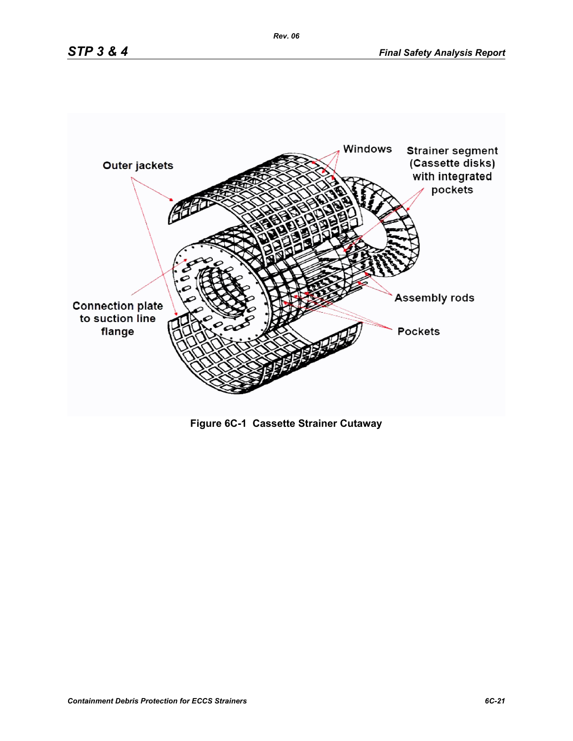Figure 6C-1 Cassette Strainer Cutaway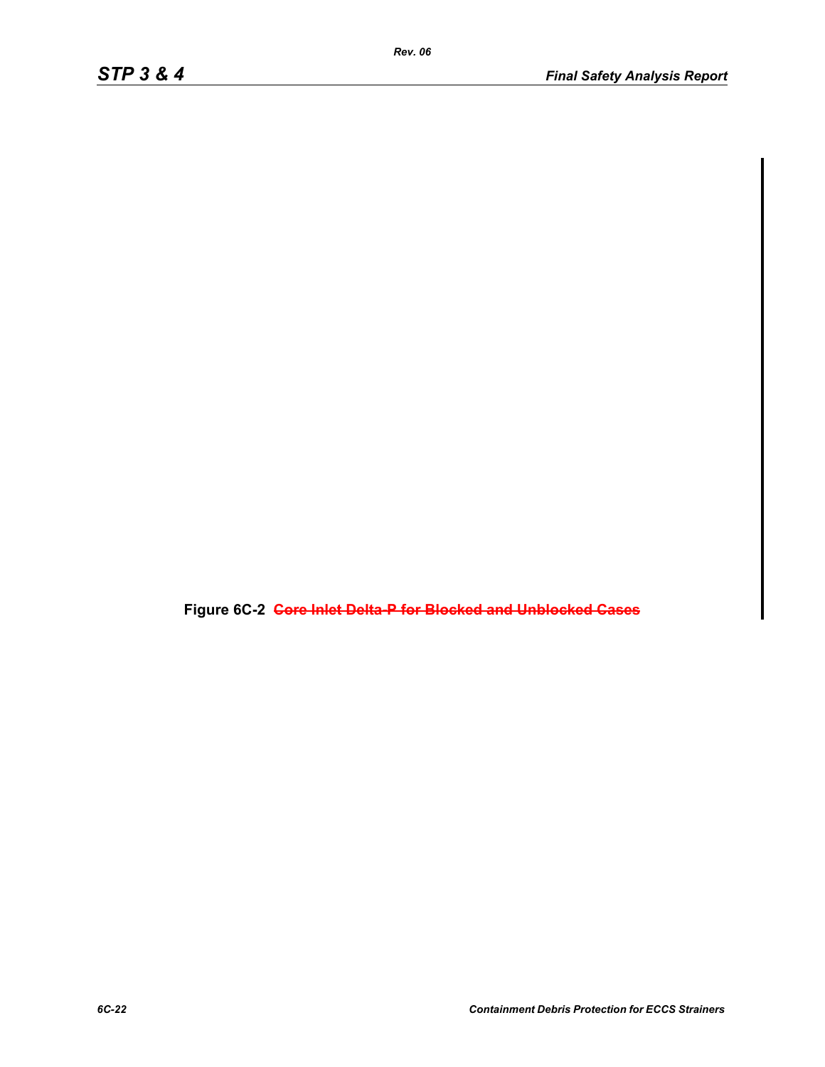**Figure 6C-2 ~~Core Inlet Delta-P for Blocked and Unblocked Cases~~**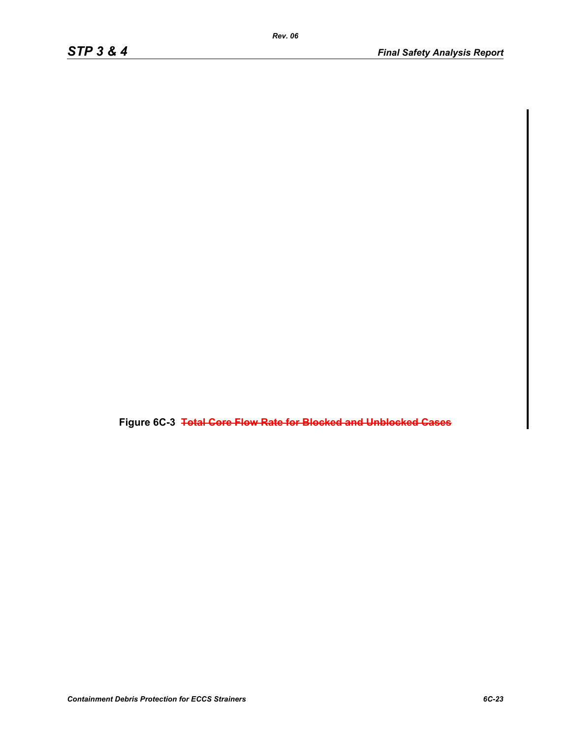Figure 6C-3 ~~Total Core Flow Rate for Blocked and Unblocked Cases~~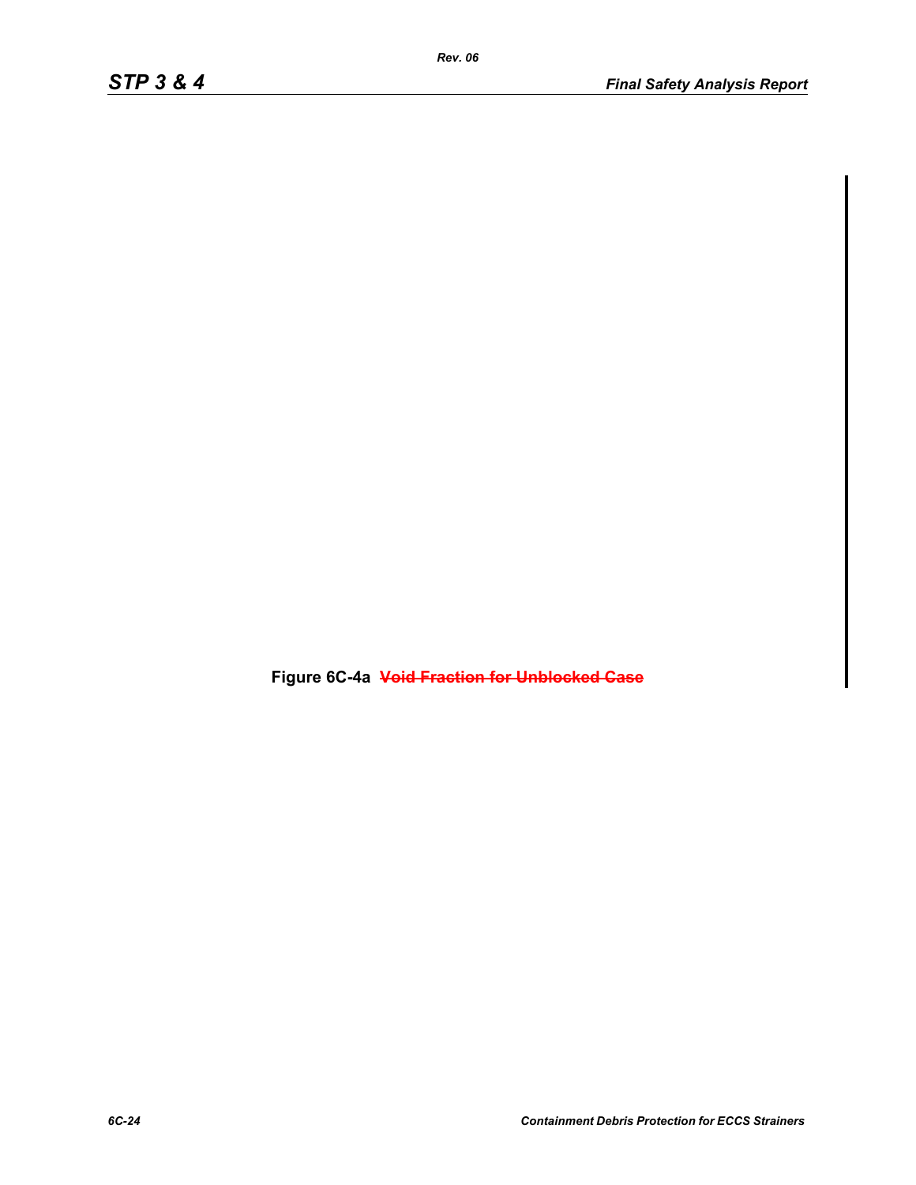Figure 6C-4a ~~Void Fraction for Unblocked Case~~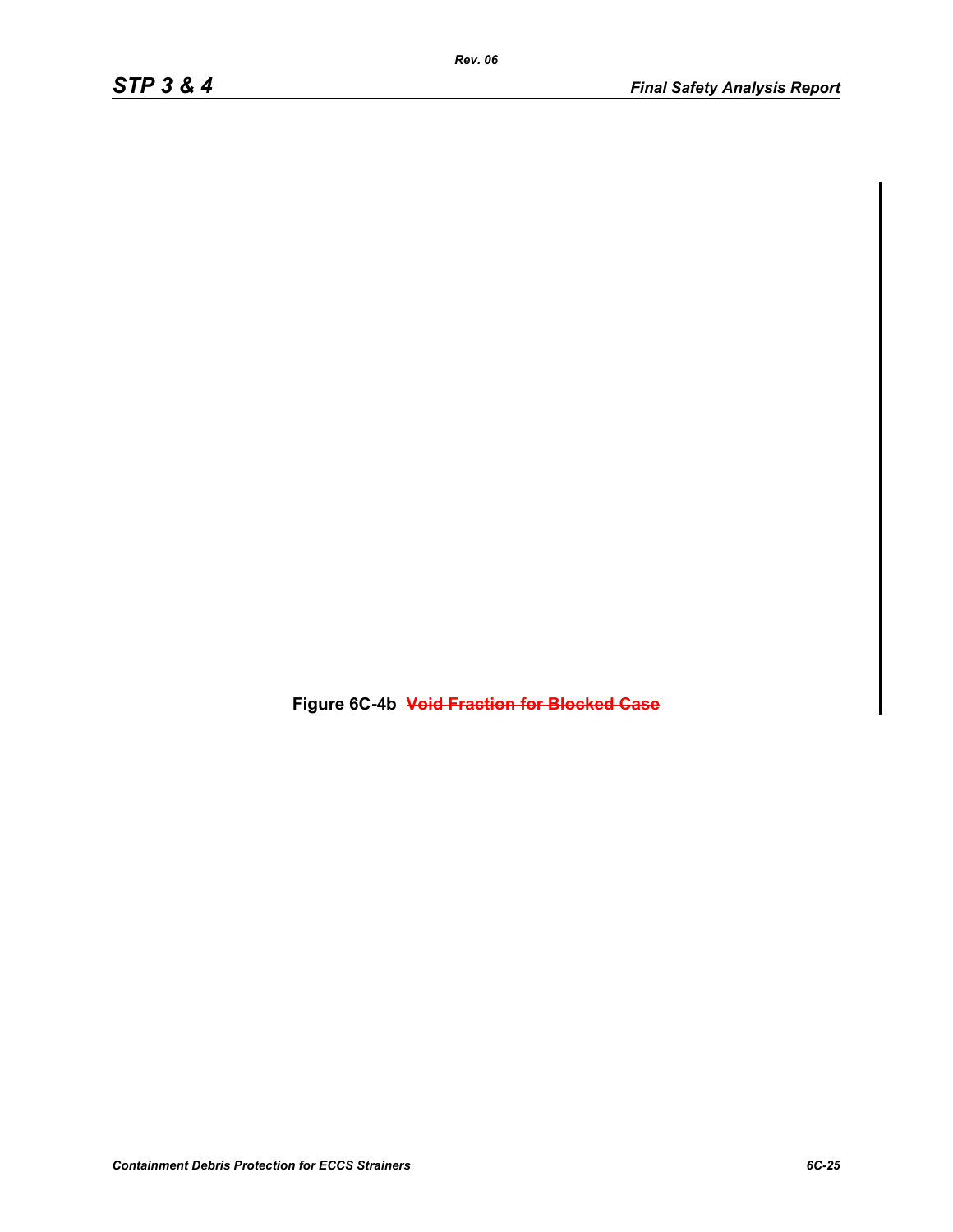**Figure 6C-4b ~~Void Fraction for Blocked Case~~**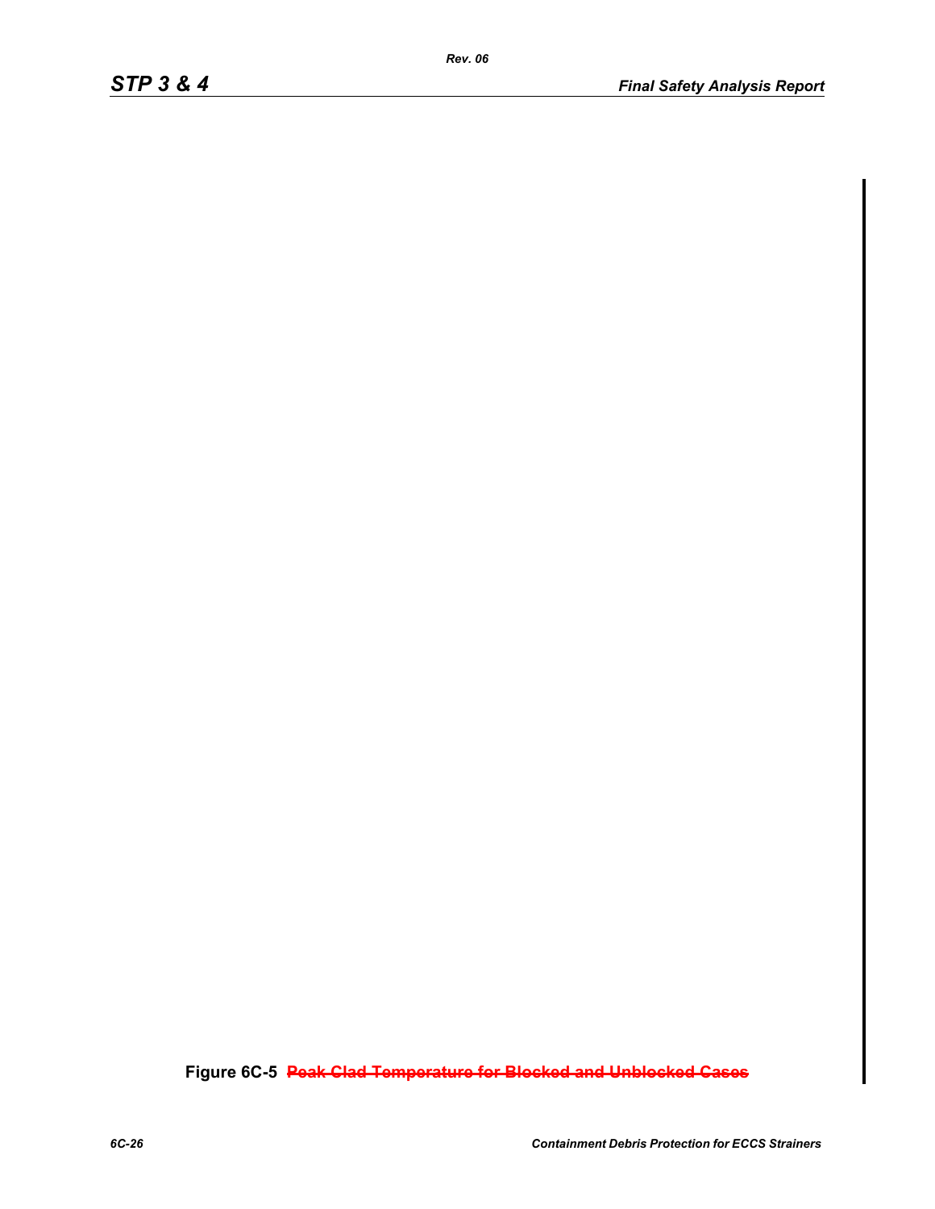Figure 6C-5 ~~Peak Clad Temperature for Blocked and Unblocked Cases~~